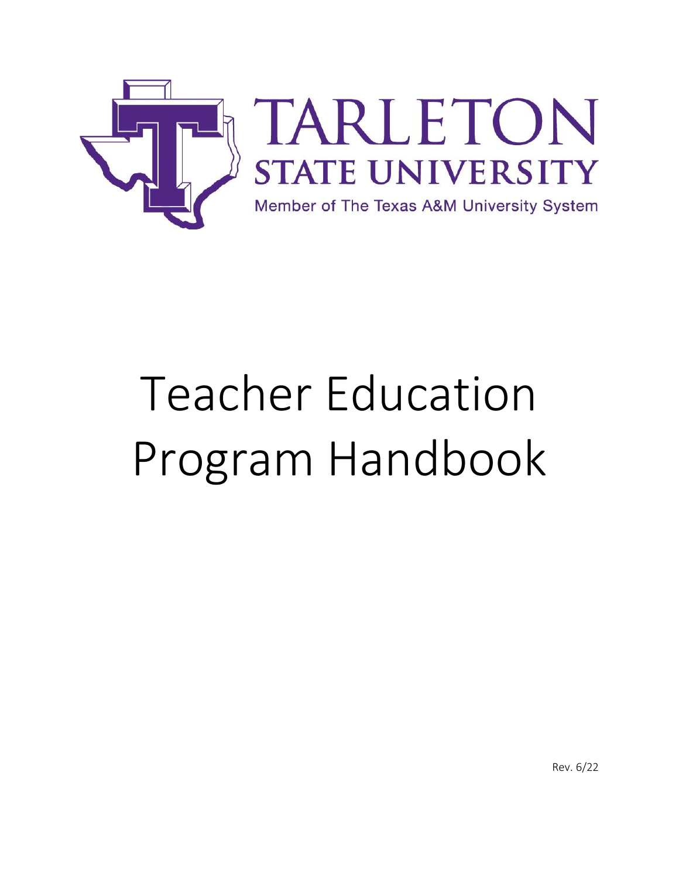TARLETON STATE UNIVERSITY

Member of The Texas A&M University System

# Teacher Education Program Handbook

Rev. 6/22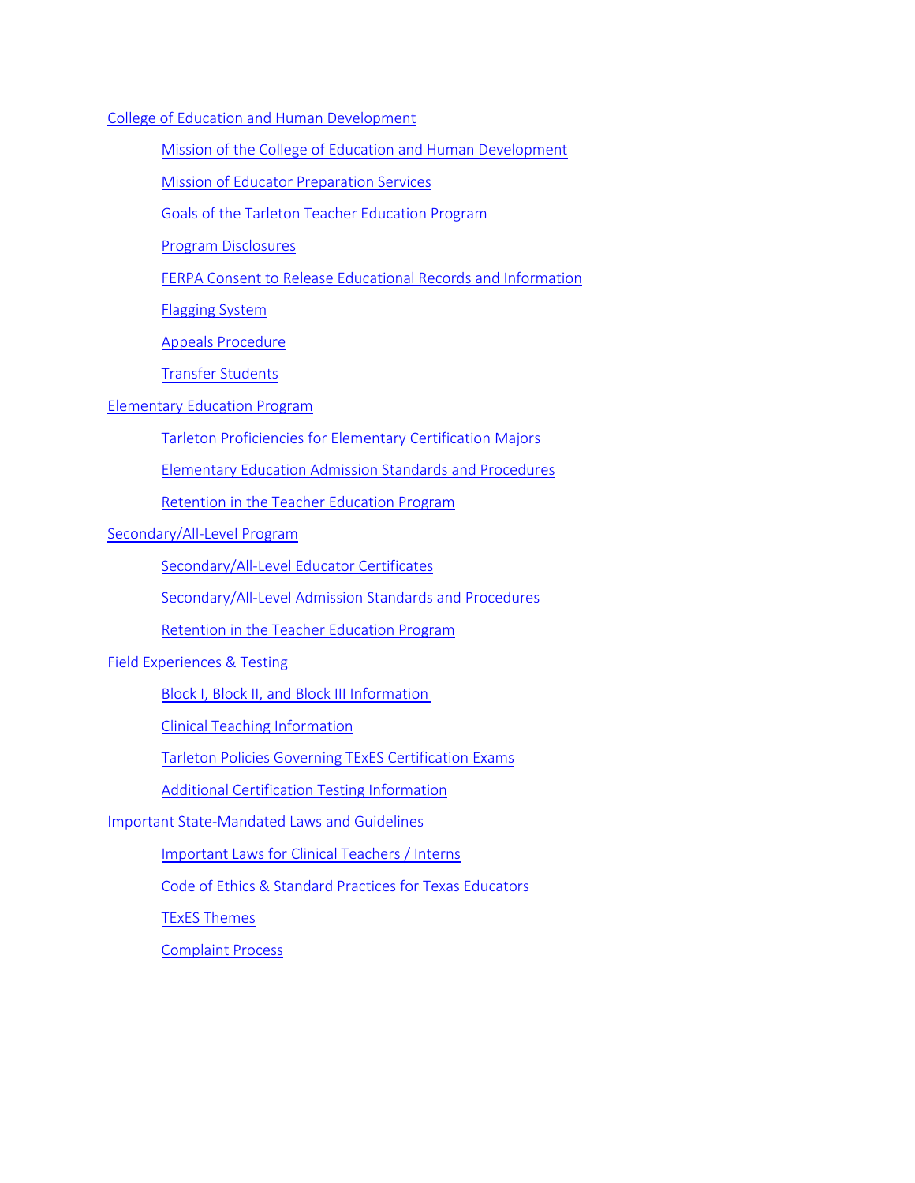- College of Education and Human Development
    - Mission of the College of Education and Human Development
    - Mission of Educator Preparation Services
    - Goals of the Tarleton Teacher Education Program
    - Program Disclosures
    - FERPA Consent to Release Educational Records and Information
    - Flagging System
    - Appeals Procedure
    - Transfer Students
- Elementary Education Program
    - Tarleton Proficiencies for Elementary Certification Majors
    - Elementary Education Admission Standards and Procedures
    - Retention in the Teacher Education Program
- Secondary/All-Level Program
    - Secondary/All-Level Educator Certificates
    - Secondary/All-Level Admission Standards and Procedures
    - Retention in the Teacher Education Program
- Field Experiences & Testing
    - Block I, Block II, and Block III Information
    - Clinical Teaching Information
    - Tarleton Policies Governing TExES Certification Exams
    - Additional Certification Testing Information
- Important State-Mandated Laws and Guidelines
    - Important Laws for Clinical Teachers / Interns
    - Code of Ethics & Standard Practices for Texas Educators
    - TExES Themes
    - Complaint Process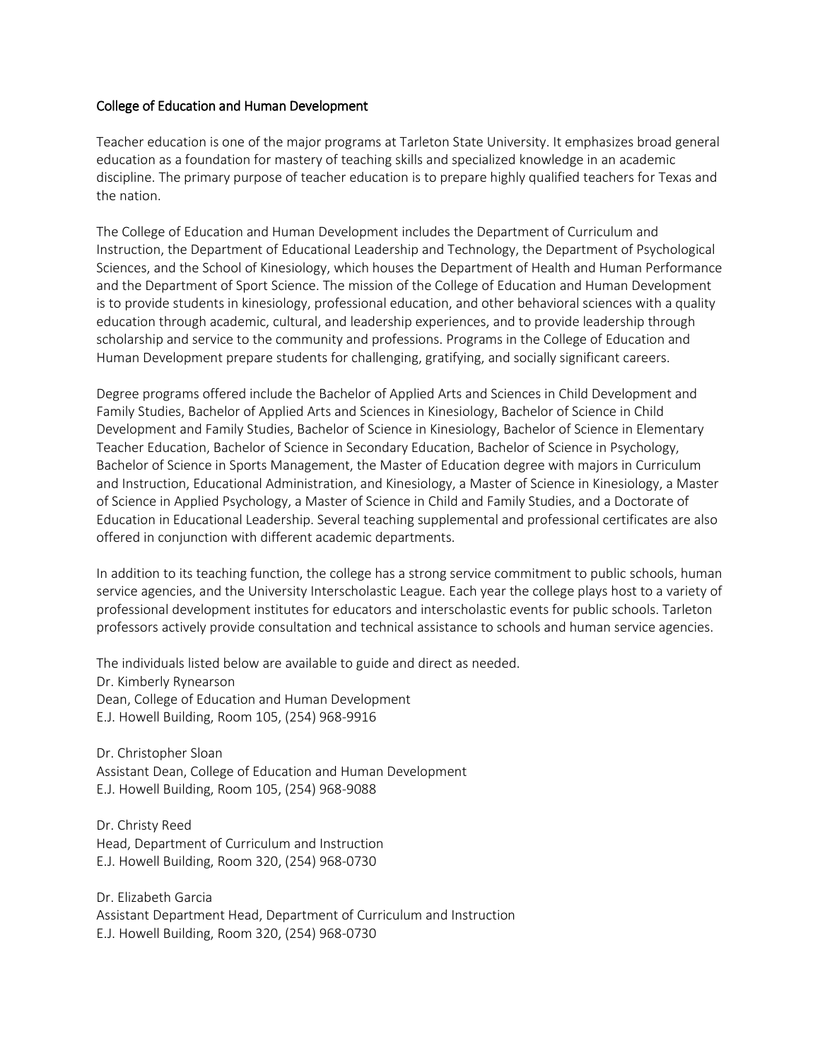## College of Education and Human Development

Teacher education is one of the major programs at Tarleton State University. It emphasizes broad general education as a foundation for mastery of teaching skills and specialized knowledge in an academic discipline. The primary purpose of teacher education is to prepare highly qualified teachers for Texas and the nation.

The College of Education and Human Development includes the Department of Curriculum and Instruction, the Department of Educational Leadership and Technology, the Department of Psychological Sciences, and the School of Kinesiology, which houses the Department of Health and Human Performance and the Department of Sport Science. The mission of the College of Education and Human Development is to provide students in kinesiology, professional education, and other behavioral sciences with a quality education through academic, cultural, and leadership experiences, and to provide leadership through scholarship and service to the community and professions. Programs in the College of Education and Human Development prepare students for challenging, gratifying, and socially significant careers.

Degree programs offered include the Bachelor of Applied Arts and Sciences in Child Development and Family Studies, Bachelor of Applied Arts and Sciences in Kinesiology, Bachelor of Science in Child Development and Family Studies, Bachelor of Science in Kinesiology, Bachelor of Science in Elementary Teacher Education, Bachelor of Science in Secondary Education, Bachelor of Science in Psychology, Bachelor of Science in Sports Management, the Master of Education degree with majors in Curriculum and Instruction, Educational Administration, and Kinesiology, a Master of Science in Kinesiology, a Master of Science in Applied Psychology, a Master of Science in Child and Family Studies, and a Doctorate of Education in Educational Leadership. Several teaching supplemental and professional certificates are also offered in conjunction with different academic departments.

In addition to its teaching function, the college has a strong service commitment to public schools, human service agencies, and the University Interscholastic League. Each year the college plays host to a variety of professional development institutes for educators and interscholastic events for public schools. Tarleton professors actively provide consultation and technical assistance to schools and human service agencies.

The individuals listed below are available to guide and direct as needed.

Dr. Kimberly Rynearson  
Dean, College of Education and Human Development  
E.J. Howell Building, Room 105, (254) 968-9916

Dr. Christopher Sloan  
Assistant Dean, College of Education and Human Development  
E.J. Howell Building, Room 105, (254) 968-9088

Dr. Christy Reed  
Head, Department of Curriculum and Instruction  
E.J. Howell Building, Room 320, (254) 968-0730

Dr. Elizabeth Garcia  
Assistant Department Head, Department of Curriculum and Instruction  
E.J. Howell Building, Room 320, (254) 968-0730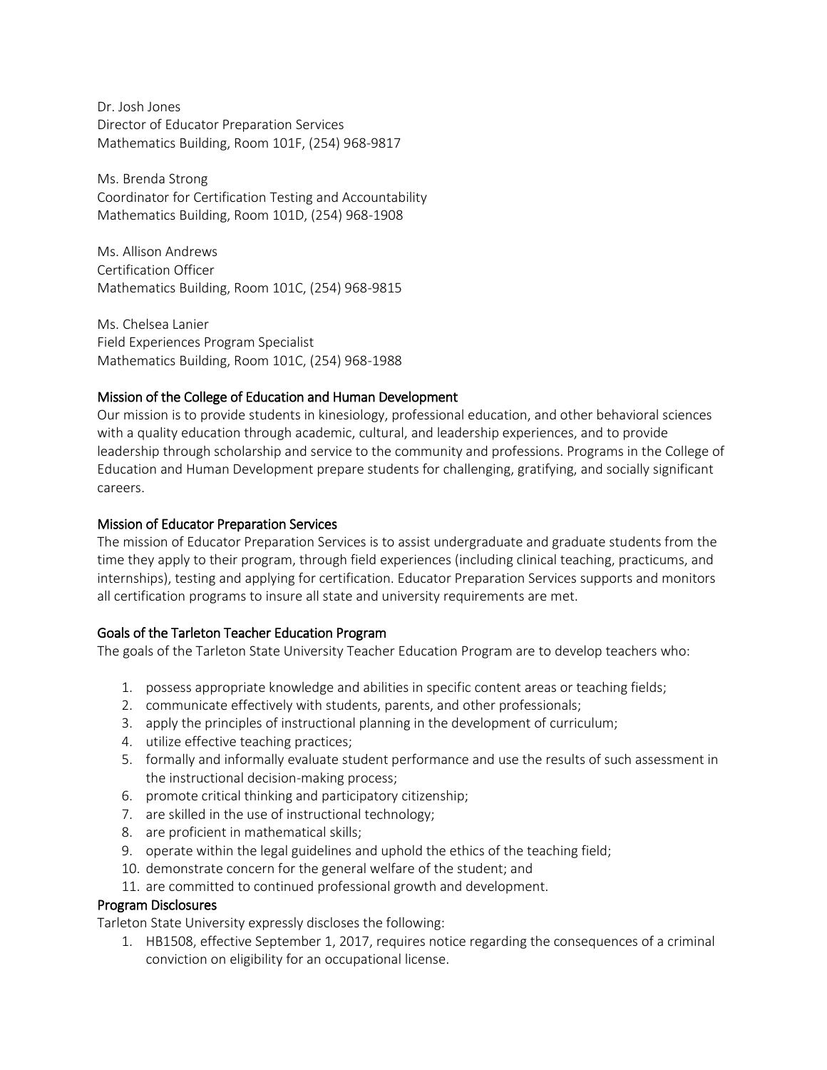Dr. Josh Jones
Director of Educator Preparation Services
Mathematics Building, Room 101F, (254) 968-9817

Ms. Brenda Strong
Coordinator for Certification Testing and Accountability
Mathematics Building, Room 101D, (254) 968-1908

Ms. Allison Andrews
Certification Officer
Mathematics Building, Room 101C, (254) 968-9815

Ms. Chelsea Lanier
Field Experiences Program Specialist
Mathematics Building, Room 101C, (254) 968-1988

## Mission of the College of Education and Human Development

Our mission is to provide students in kinesiology, professional education, and other behavioral sciences with a quality education through academic, cultural, and leadership experiences, and to provide leadership through scholarship and service to the community and professions. Programs in the College of Education and Human Development prepare students for challenging, gratifying, and socially significant careers.

## Mission of Educator Preparation Services

The mission of Educator Preparation Services is to assist undergraduate and graduate students from the time they apply to their program, through field experiences (including clinical teaching, practicums, and internships), testing and applying for certification. Educator Preparation Services supports and monitors all certification programs to insure all state and university requirements are met.

## Goals of the Tarleton Teacher Education Program

The goals of the Tarleton State University Teacher Education Program are to develop teachers who:

1. possess appropriate knowledge and abilities in specific content areas or teaching fields;
2. communicate effectively with students, parents, and other professionals;
3. apply the principles of instructional planning in the development of curriculum;
4. utilize effective teaching practices;
5. formally and informally evaluate student performance and use the results of such assessment in the instructional decision-making process;
6. promote critical thinking and participatory citizenship;
7. are skilled in the use of instructional technology;
8. are proficient in mathematical skills;
9. operate within the legal guidelines and uphold the ethics of the teaching field;
10. demonstrate concern for the general welfare of the student; and
11. are committed to continued professional growth and development.

## Program Disclosures

Tarleton State University expressly discloses the following:

1. HB1508, effective September 1, 2017, requires notice regarding the consequences of a criminal conviction on eligibility for an occupational license.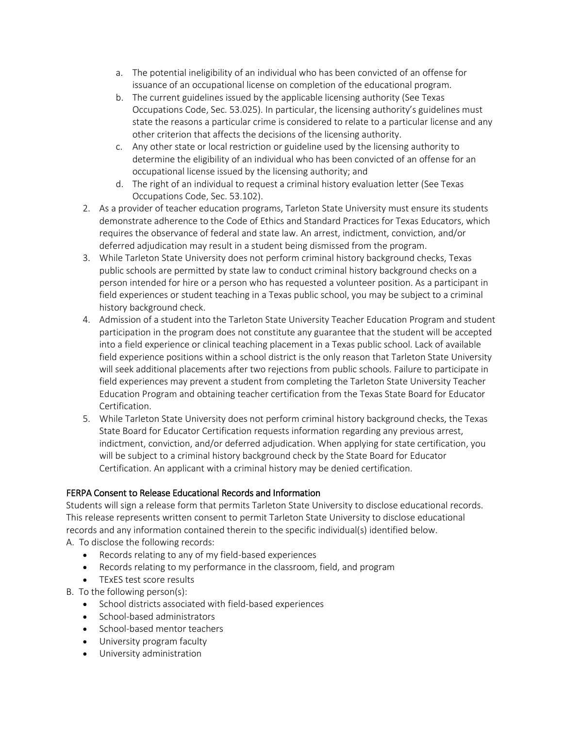a. The potential ineligibility of an individual who has been convicted of an offense for issuance of an occupational license on completion of the educational program.
   b. The current guidelines issued by the applicable licensing authority (See Texas Occupations Code, Sec. 53.025). In particular, the licensing authority's guidelines must state the reasons a particular crime is considered to relate to a particular license and any other criterion that affects the decisions of the licensing authority.
   c. Any other state or local restriction or guideline used by the licensing authority to determine the eligibility of an individual who has been convicted of an offense for an occupational license issued by the licensing authority; and
   d. The right of an individual to request a criminal history evaluation letter (See Texas Occupations Code, Sec. 53.102).
2. As a provider of teacher education programs, Tarleton State University must ensure its students demonstrate adherence to the Code of Ethics and Standard Practices for Texas Educators, which requires the observance of federal and state law. An arrest, indictment, conviction, and/or deferred adjudication may result in a student being dismissed from the program.
3. While Tarleton State University does not perform criminal history background checks, Texas public schools are permitted by state law to conduct criminal history background checks on a person intended for hire or a person who has requested a volunteer position. As a participant in field experiences or student teaching in a Texas public school, you may be subject to a criminal history background check.
4. Admission of a student into the Tarleton State University Teacher Education Program and student participation in the program does not constitute any guarantee that the student will be accepted into a field experience or clinical teaching placement in a Texas public school. Lack of available field experience positions within a school district is the only reason that Tarleton State University will seek additional placements after two rejections from public schools. Failure to participate in field experiences may prevent a student from completing the Tarleton State University Teacher Education Program and obtaining teacher certification from the Texas State Board for Educator Certification.
5. While Tarleton State University does not perform criminal history background checks, the Texas State Board for Educator Certification requests information regarding any previous arrest, indictment, conviction, and/or deferred adjudication. When applying for state certification, you will be subject to a criminal history background check by the State Board for Educator Certification. An applicant with a criminal history may be denied certification.

### FERPA Consent to Release Educational Records and Information

Students will sign a release form that permits Tarleton State University to disclose educational records. This release represents written consent to permit Tarleton State University to disclose educational records and any information contained therein to the specific individual(s) identified below.

A. To disclose the following records:
- Records relating to any of my field-based experiences
- Records relating to my performance in the classroom, field, and program
- TExES test score results

B. To the following person(s):
- School districts associated with field-based experiences
- School-based administrators
- School-based mentor teachers
- University program faculty
- University administration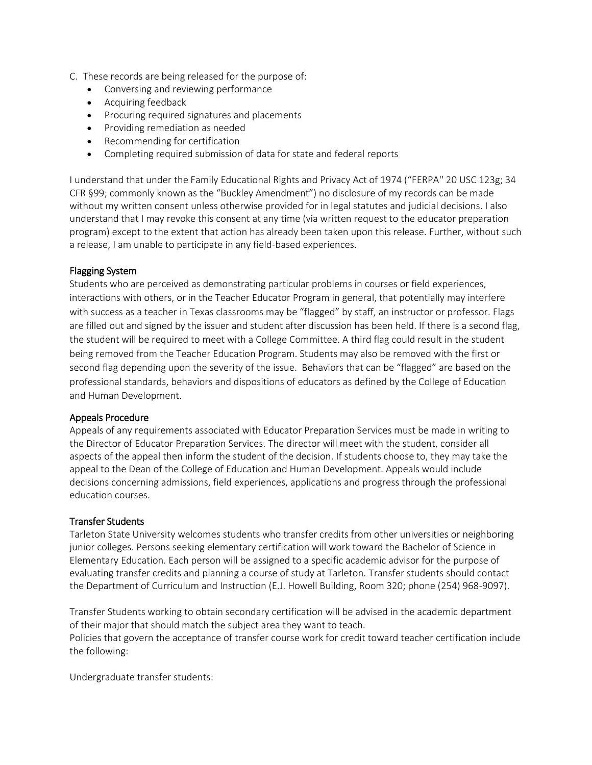C. These records are being released for the purpose of:

- Conversing and reviewing performance
- Acquiring feedback
- Procuring required signatures and placements
- Providing remediation as needed
- Recommending for certification
- Completing required submission of data for state and federal reports

I understand that under the Family Educational Rights and Privacy Act of 1974 ("FERPA'' 20 USC 123g; 34 CFR §99; commonly known as the "Buckley Amendment") no disclosure of my records can be made without my written consent unless otherwise provided for in legal statutes and judicial decisions. I also understand that I may revoke this consent at any time (via written request to the educator preparation program) except to the extent that action has already been taken upon this release. Further, without such a release, I am unable to participate in any field-based experiences.

## Flagging System

Students who are perceived as demonstrating particular problems in courses or field experiences, interactions with others, or in the Teacher Educator Program in general, that potentially may interfere with success as a teacher in Texas classrooms may be "flagged" by staff, an instructor or professor. Flags are filled out and signed by the issuer and student after discussion has been held. If there is a second flag, the student will be required to meet with a College Committee. A third flag could result in the student being removed from the Teacher Education Program. Students may also be removed with the first or second flag depending upon the severity of the issue. Behaviors that can be "flagged" are based on the professional standards, behaviors and dispositions of educators as defined by the College of Education and Human Development.

## Appeals Procedure

Appeals of any requirements associated with Educator Preparation Services must be made in writing to the Director of Educator Preparation Services. The director will meet with the student, consider all aspects of the appeal then inform the student of the decision. If students choose to, they may take the appeal to the Dean of the College of Education and Human Development. Appeals would include decisions concerning admissions, field experiences, applications and progress through the professional education courses.

## Transfer Students

Tarleton State University welcomes students who transfer credits from other universities or neighboring junior colleges. Persons seeking elementary certification will work toward the Bachelor of Science in Elementary Education. Each person will be assigned to a specific academic advisor for the purpose of evaluating transfer credits and planning a course of study at Tarleton. Transfer students should contact the Department of Curriculum and Instruction (E.J. Howell Building, Room 320; phone (254) 968-9097).

Transfer Students working to obtain secondary certification will be advised in the academic department of their major that should match the subject area they want to teach.
Policies that govern the acceptance of transfer course work for credit toward teacher certification include the following:

Undergraduate transfer students: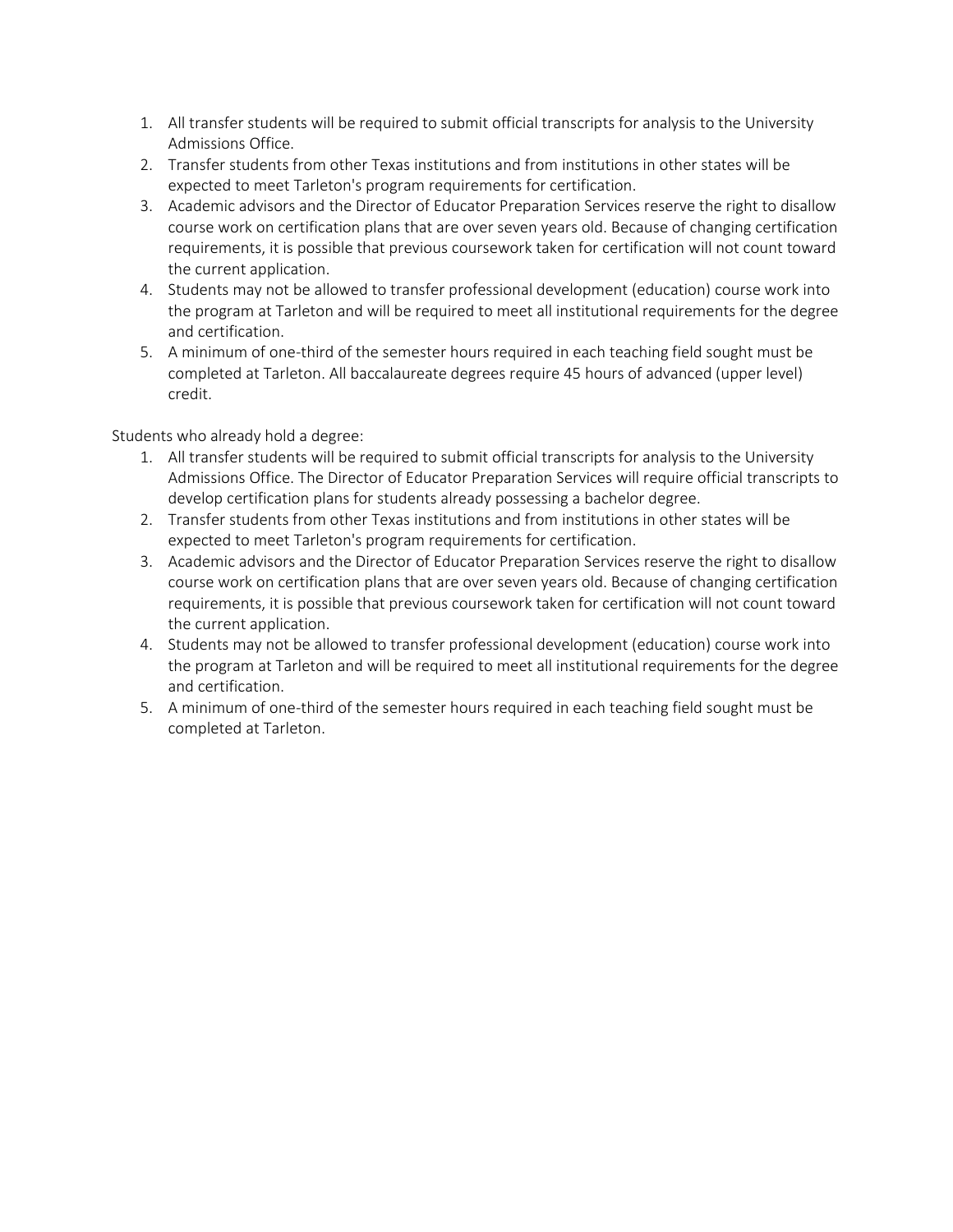1. All transfer students will be required to submit official transcripts for analysis to the University Admissions Office.
2. Transfer students from other Texas institutions and from institutions in other states will be expected to meet Tarleton's program requirements for certification.
3. Academic advisors and the Director of Educator Preparation Services reserve the right to disallow course work on certification plans that are over seven years old. Because of changing certification requirements, it is possible that previous coursework taken for certification will not count toward the current application.
4. Students may not be allowed to transfer professional development (education) course work into the program at Tarleton and will be required to meet all institutional requirements for the degree and certification.
5. A minimum of one-third of the semester hours required in each teaching field sought must be completed at Tarleton. All baccalaureate degrees require 45 hours of advanced (upper level) credit.

Students who already hold a degree:

1. All transfer students will be required to submit official transcripts for analysis to the University Admissions Office. The Director of Educator Preparation Services will require official transcripts to develop certification plans for students already possessing a bachelor degree.
2. Transfer students from other Texas institutions and from institutions in other states will be expected to meet Tarleton's program requirements for certification.
3. Academic advisors and the Director of Educator Preparation Services reserve the right to disallow course work on certification plans that are over seven years old. Because of changing certification requirements, it is possible that previous coursework taken for certification will not count toward the current application.
4. Students may not be allowed to transfer professional development (education) course work into the program at Tarleton and will be required to meet all institutional requirements for the degree and certification.
5. A minimum of one-third of the semester hours required in each teaching field sought must be completed at Tarleton.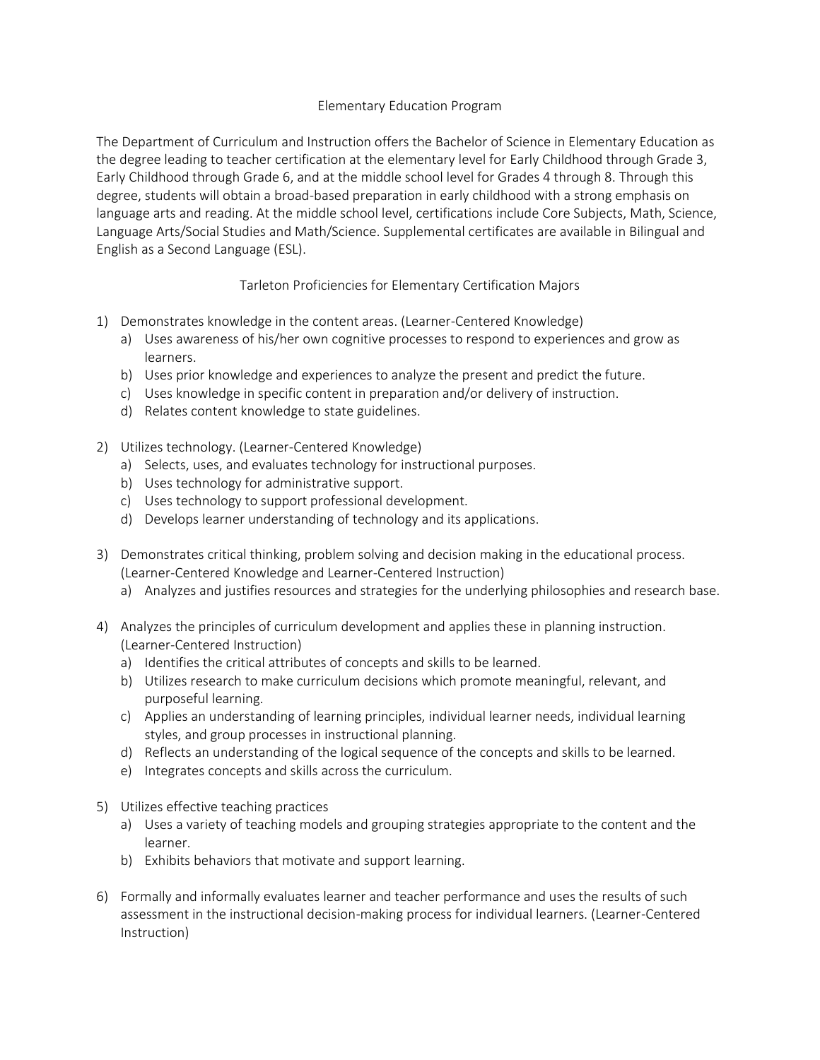## Elementary Education Program

The Department of Curriculum and Instruction offers the Bachelor of Science in Elementary Education as the degree leading to teacher certification at the elementary level for Early Childhood through Grade 3, Early Childhood through Grade 6, and at the middle school level for Grades 4 through 8. Through this degree, students will obtain a broad-based preparation in early childhood with a strong emphasis on language arts and reading. At the middle school level, certifications include Core Subjects, Math, Science, Language Arts/Social Studies and Math/Science. Supplemental certificates are available in Bilingual and English as a Second Language (ESL).

### Tarleton Proficiencies for Elementary Certification Majors

1) Demonstrates knowledge in the content areas. (Learner-Centered Knowledge)
   a) Uses awareness of his/her own cognitive processes to respond to experiences and grow as learners.
   b) Uses prior knowledge and experiences to analyze the present and predict the future.
   c) Uses knowledge in specific content in preparation and/or delivery of instruction.
   d) Relates content knowledge to state guidelines.

2) Utilizes technology. (Learner-Centered Knowledge)
   a) Selects, uses, and evaluates technology for instructional purposes.
   b) Uses technology for administrative support.
   c) Uses technology to support professional development.
   d) Develops learner understanding of technology and its applications.

3) Demonstrates critical thinking, problem solving and decision making in the educational process. (Learner-Centered Knowledge and Learner-Centered Instruction)
   a) Analyzes and justifies resources and strategies for the underlying philosophies and research base.

4) Analyzes the principles of curriculum development and applies these in planning instruction. (Learner-Centered Instruction)
   a) Identifies the critical attributes of concepts and skills to be learned.
   b) Utilizes research to make curriculum decisions which promote meaningful, relevant, and purposeful learning.
   c) Applies an understanding of learning principles, individual learner needs, individual learning styles, and group processes in instructional planning.
   d) Reflects an understanding of the logical sequence of the concepts and skills to be learned.
   e) Integrates concepts and skills across the curriculum.

5) Utilizes effective teaching practices
   a) Uses a variety of teaching models and grouping strategies appropriate to the content and the learner.
   b) Exhibits behaviors that motivate and support learning.

6) Formally and informally evaluates learner and teacher performance and uses the results of such assessment in the instructional decision-making process for individual learners. (Learner-Centered Instruction)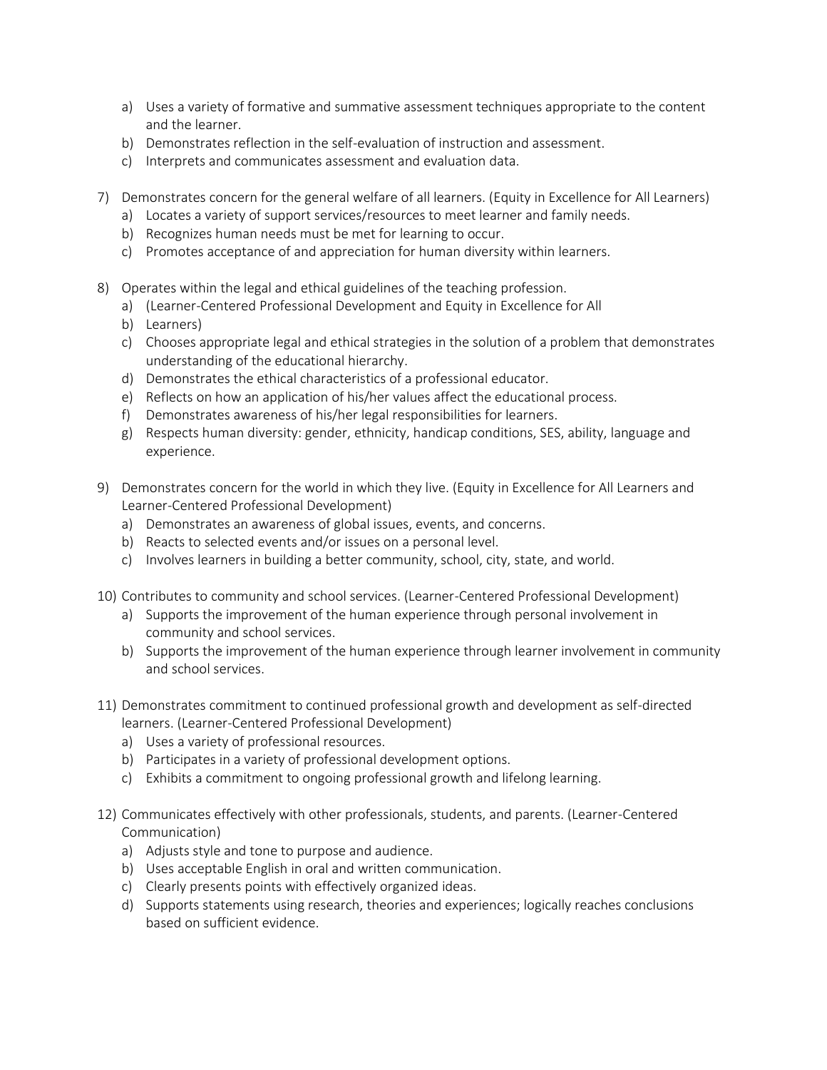a) Uses a variety of formative and summative assessment techniques appropriate to the content and the learner.
   b) Demonstrates reflection in the self-evaluation of instruction and assessment.
   c) Interprets and communicates assessment and evaluation data.

7) Demonstrates concern for the general welfare of all learners. (Equity in Excellence for All Learners)
   a) Locates a variety of support services/resources to meet learner and family needs.
   b) Recognizes human needs must be met for learning to occur.
   c) Promotes acceptance of and appreciation for human diversity within learners.

8) Operates within the legal and ethical guidelines of the teaching profession.
   a) (Learner-Centered Professional Development and Equity in Excellence for All
   b) Learners)
   c) Chooses appropriate legal and ethical strategies in the solution of a problem that demonstrates understanding of the educational hierarchy.
   d) Demonstrates the ethical characteristics of a professional educator.
   e) Reflects on how an application of his/her values affect the educational process.
   f) Demonstrates awareness of his/her legal responsibilities for learners.
   g) Respects human diversity: gender, ethnicity, handicap conditions, SES, ability, language and experience.

9) Demonstrates concern for the world in which they live. (Equity in Excellence for All Learners and Learner-Centered Professional Development)
   a) Demonstrates an awareness of global issues, events, and concerns.
   b) Reacts to selected events and/or issues on a personal level.
   c) Involves learners in building a better community, school, city, state, and world.

10) Contributes to community and school services. (Learner-Centered Professional Development)
    a) Supports the improvement of the human experience through personal involvement in community and school services.
    b) Supports the improvement of the human experience through learner involvement in community and school services.

11) Demonstrates commitment to continued professional growth and development as self-directed learners. (Learner-Centered Professional Development)
    a) Uses a variety of professional resources.
    b) Participates in a variety of professional development options.
    c) Exhibits a commitment to ongoing professional growth and lifelong learning.

12) Communicates effectively with other professionals, students, and parents. (Learner-Centered Communication)
    a) Adjusts style and tone to purpose and audience.
    b) Uses acceptable English in oral and written communication.
    c) Clearly presents points with effectively organized ideas.
    d) Supports statements using research, theories and experiences; logically reaches conclusions based on sufficient evidence.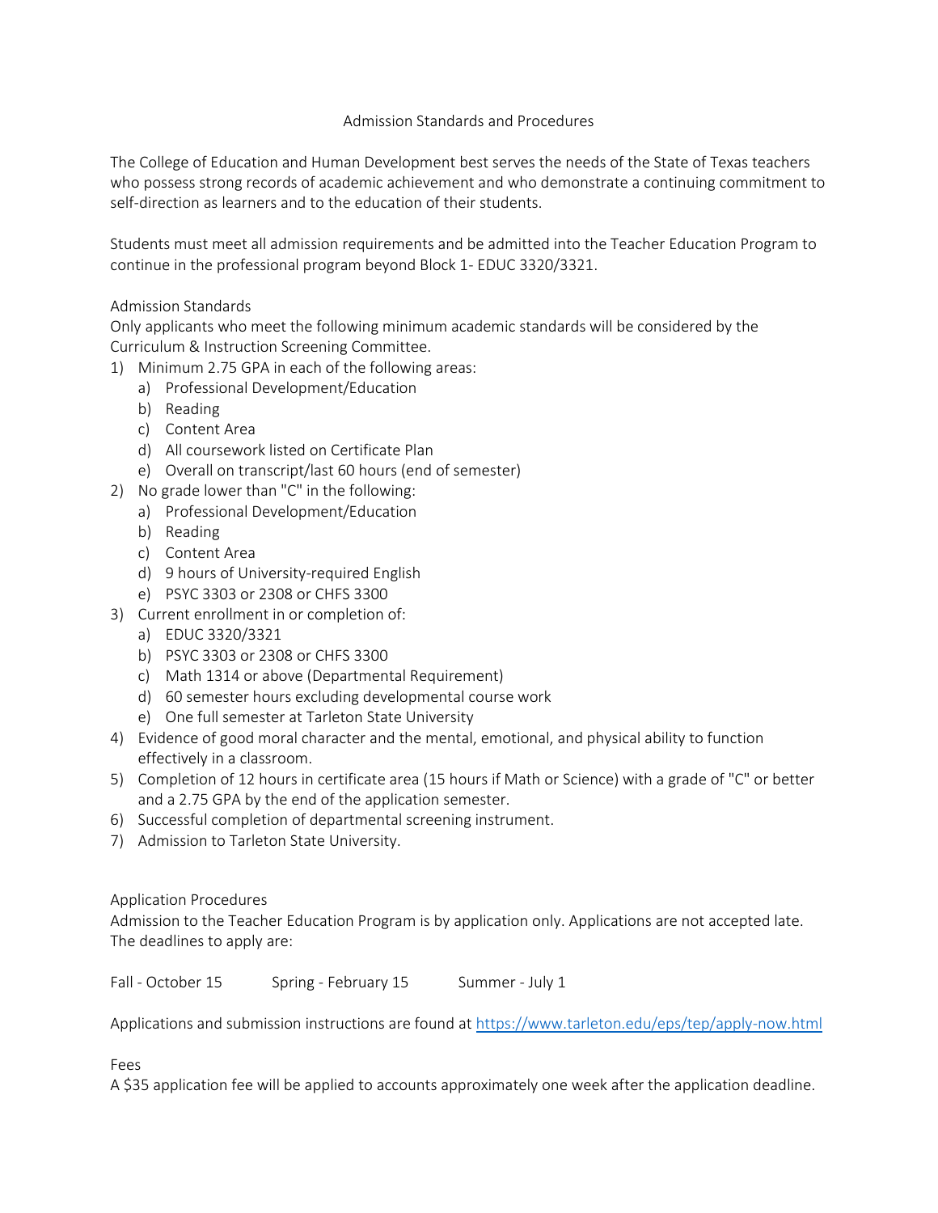# Admission Standards and Procedures

The College of Education and Human Development best serves the needs of the State of Texas teachers who possess strong records of academic achievement and who demonstrate a continuing commitment to self-direction as learners and to the education of their students.

Students must meet all admission requirements and be admitted into the Teacher Education Program to continue in the professional program beyond Block 1- EDUC 3320/3321.

## Admission Standards

Only applicants who meet the following minimum academic standards will be considered by the Curriculum & Instruction Screening Committee.

1) Minimum 2.75 GPA in each of the following areas:
   a) Professional Development/Education
   b) Reading
   c) Content Area
   d) All coursework listed on Certificate Plan
   e) Overall on transcript/last 60 hours (end of semester)
2) No grade lower than "C" in the following:
   a) Professional Development/Education
   b) Reading
   c) Content Area
   d) 9 hours of University-required English
   e) PSYC 3303 or 2308 or CHFS 3300
3) Current enrollment in or completion of:
   a) EDUC 3320/3321
   b) PSYC 3303 or 2308 or CHFS 3300
   c) Math 1314 or above (Departmental Requirement)
   d) 60 semester hours excluding developmental course work
   e) One full semester at Tarleton State University
4) Evidence of good moral character and the mental, emotional, and physical ability to function effectively in a classroom.
5) Completion of 12 hours in certificate area (15 hours if Math or Science) with a grade of "C" or better and a 2.75 GPA by the end of the application semester.
6) Successful completion of departmental screening instrument.
7) Admission to Tarleton State University.

## Application Procedures

Admission to the Teacher Education Program is by application only. Applications are not accepted late. The deadlines to apply are:

Fall - October 15 Spring - February 15 Summer - July 1

Applications and submission instructions are found at https://www.tarleton.edu/eps/tep/apply-now.html

## Fees

A $35 application fee will be applied to accounts approximately one week after the application deadline.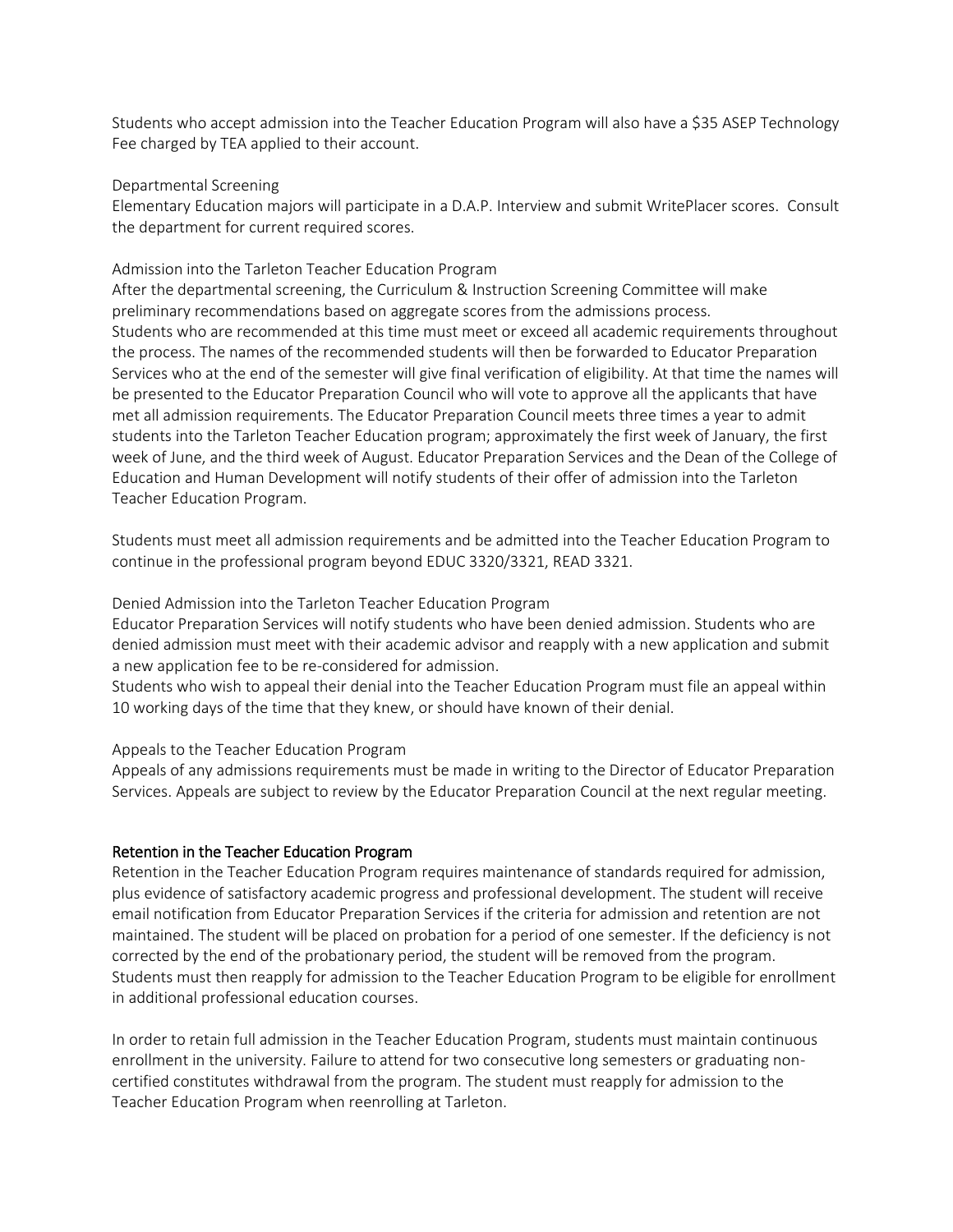Students who accept admission into the Teacher Education Program will also have a $35 ASEP Technology Fee charged by TEA applied to their account.

Departmental Screening

Elementary Education majors will participate in a D.A.P. Interview and submit WritePlacer scores. Consult the department for current required scores.

Admission into the Tarleton Teacher Education Program

After the departmental screening, the Curriculum & Instruction Screening Committee will make preliminary recommendations based on aggregate scores from the admissions process.

Students who are recommended at this time must meet or exceed all academic requirements throughout the process. The names of the recommended students will then be forwarded to Educator Preparation Services who at the end of the semester will give final verification of eligibility. At that time the names will be presented to the Educator Preparation Council who will vote to approve all the applicants that have met all admission requirements. The Educator Preparation Council meets three times a year to admit students into the Tarleton Teacher Education program; approximately the first week of January, the first week of June, and the third week of August. Educator Preparation Services and the Dean of the College of Education and Human Development will notify students of their offer of admission into the Tarleton Teacher Education Program.

Students must meet all admission requirements and be admitted into the Teacher Education Program to continue in the professional program beyond EDUC 3320/3321, READ 3321.

Denied Admission into the Tarleton Teacher Education Program

Educator Preparation Services will notify students who have been denied admission. Students who are denied admission must meet with their academic advisor and reapply with a new application and submit a new application fee to be re-considered for admission.

Students who wish to appeal their denial into the Teacher Education Program must file an appeal within 10 working days of the time that they knew, or should have known of their denial.

Appeals to the Teacher Education Program

Appeals of any admissions requirements must be made in writing to the Director of Educator Preparation Services. Appeals are subject to review by the Educator Preparation Council at the next regular meeting.

## Retention in the Teacher Education Program

Retention in the Teacher Education Program requires maintenance of standards required for admission, plus evidence of satisfactory academic progress and professional development. The student will receive email notification from Educator Preparation Services if the criteria for admission and retention are not maintained. The student will be placed on probation for a period of one semester. If the deficiency is not corrected by the end of the probationary period, the student will be removed from the program. Students must then reapply for admission to the Teacher Education Program to be eligible for enrollment in additional professional education courses.

In order to retain full admission in the Teacher Education Program, students must maintain continuous enrollment in the university. Failure to attend for two consecutive long semesters or graduating non-certified constitutes withdrawal from the program. The student must reapply for admission to the Teacher Education Program when reenrolling at Tarleton.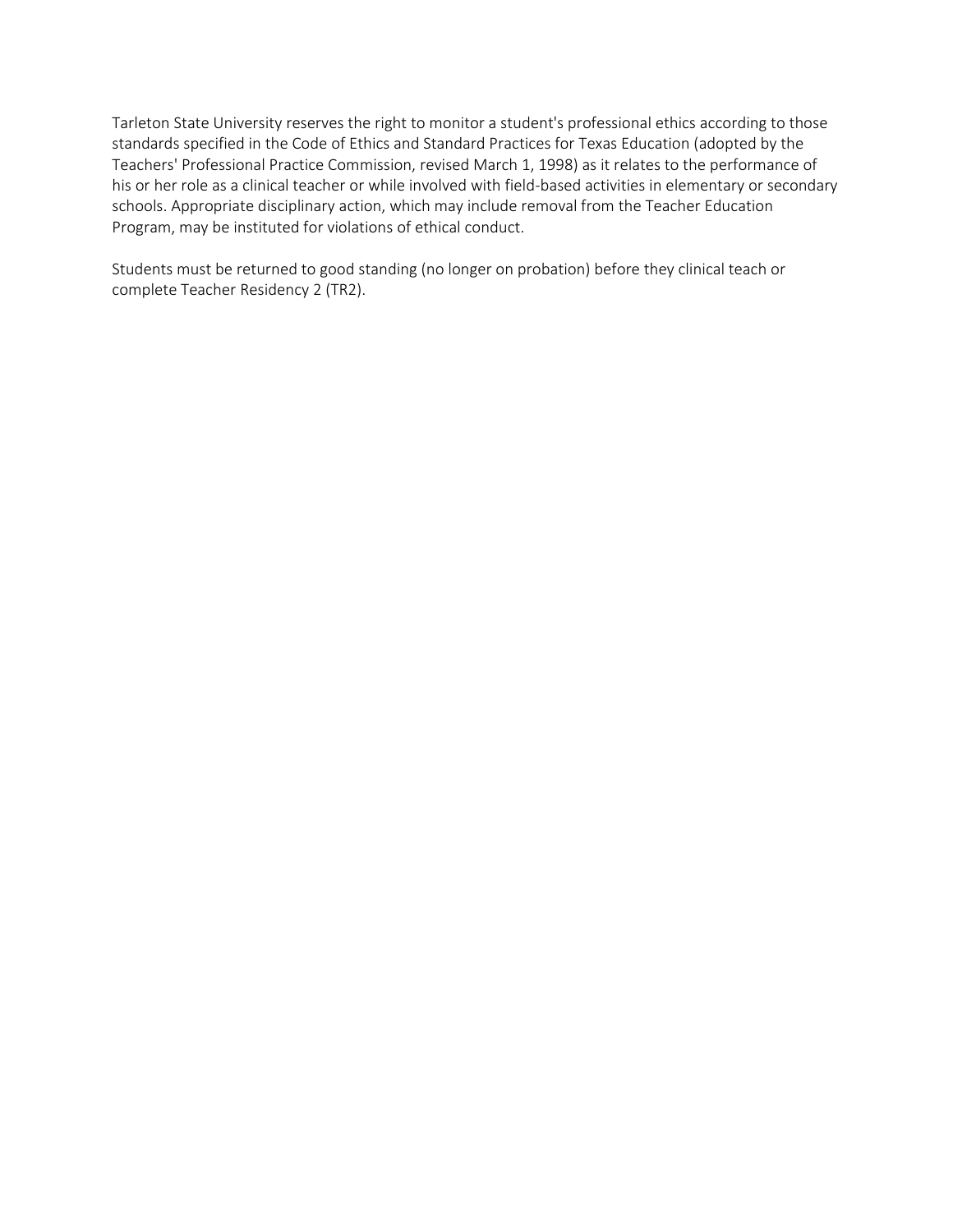Tarleton State University reserves the right to monitor a student's professional ethics according to those standards specified in the Code of Ethics and Standard Practices for Texas Education (adopted by the Teachers' Professional Practice Commission, revised March 1, 1998) as it relates to the performance of his or her role as a clinical teacher or while involved with field-based activities in elementary or secondary schools. Appropriate disciplinary action, which may include removal from the Teacher Education Program, may be instituted for violations of ethical conduct.

Students must be returned to good standing (no longer on probation) before they clinical teach or complete Teacher Residency 2 (TR2).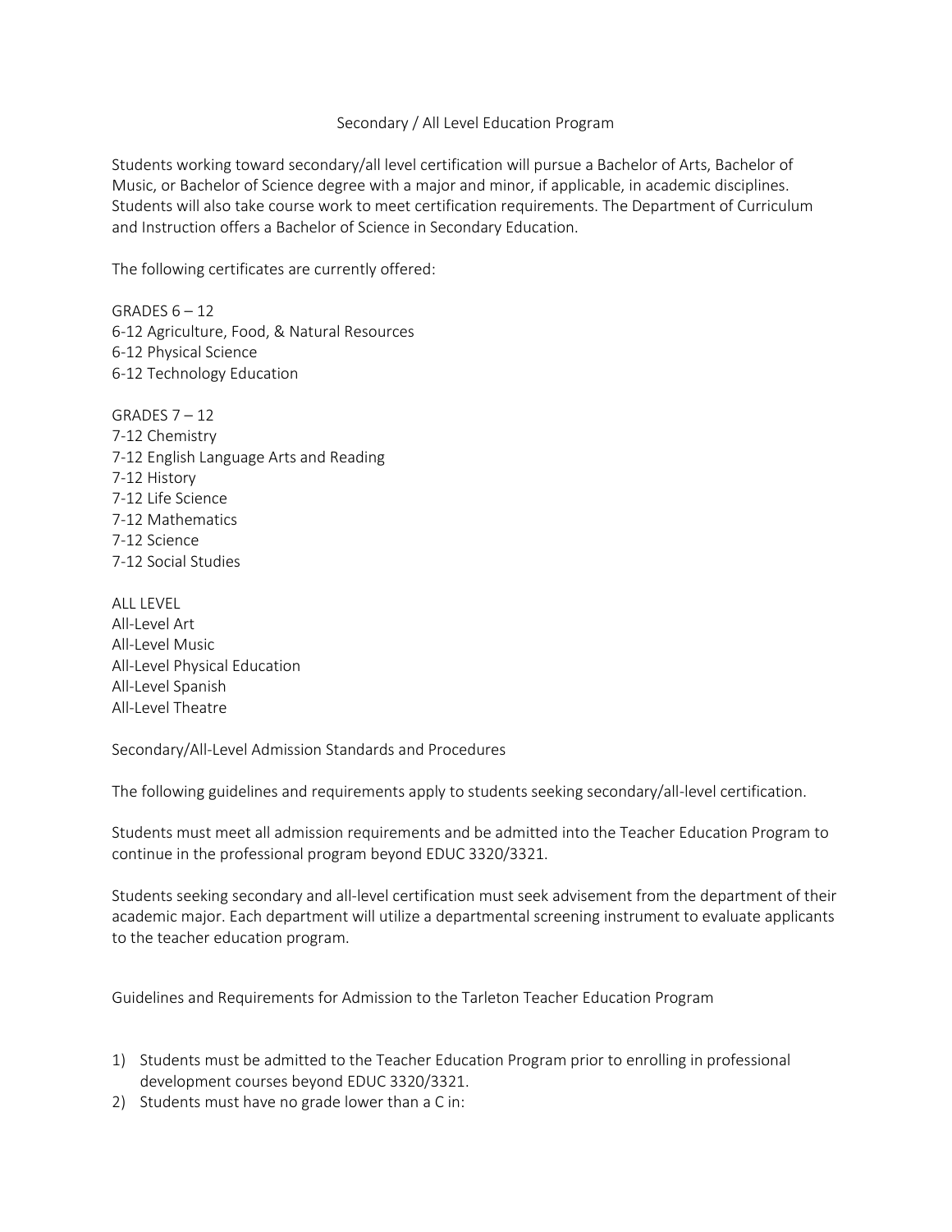## Secondary / All Level Education Program

Students working toward secondary/all level certification will pursue a Bachelor of Arts, Bachelor of Music, or Bachelor of Science degree with a major and minor, if applicable, in academic disciplines. Students will also take course work to meet certification requirements. The Department of Curriculum and Instruction offers a Bachelor of Science in Secondary Education.

The following certificates are currently offered:

GRADES 6 – 12
6-12 Agriculture, Food, & Natural Resources
6-12 Physical Science
6-12 Technology Education

GRADES 7 – 12
7-12 Chemistry
7-12 English Language Arts and Reading
7-12 History
7-12 Life Science
7-12 Mathematics
7-12 Science
7-12 Social Studies

ALL LEVEL
All-Level Art
All-Level Music
All-Level Physical Education
All-Level Spanish
All-Level Theatre

### Secondary/All-Level Admission Standards and Procedures

The following guidelines and requirements apply to students seeking secondary/all-level certification.

Students must meet all admission requirements and be admitted into the Teacher Education Program to continue in the professional program beyond EDUC 3320/3321.

Students seeking secondary and all-level certification must seek advisement from the department of their academic major. Each department will utilize a departmental screening instrument to evaluate applicants to the teacher education program.

### Guidelines and Requirements for Admission to the Tarleton Teacher Education Program

1) Students must be admitted to the Teacher Education Program prior to enrolling in professional development courses beyond EDUC 3320/3321.
2) Students must have no grade lower than a C in: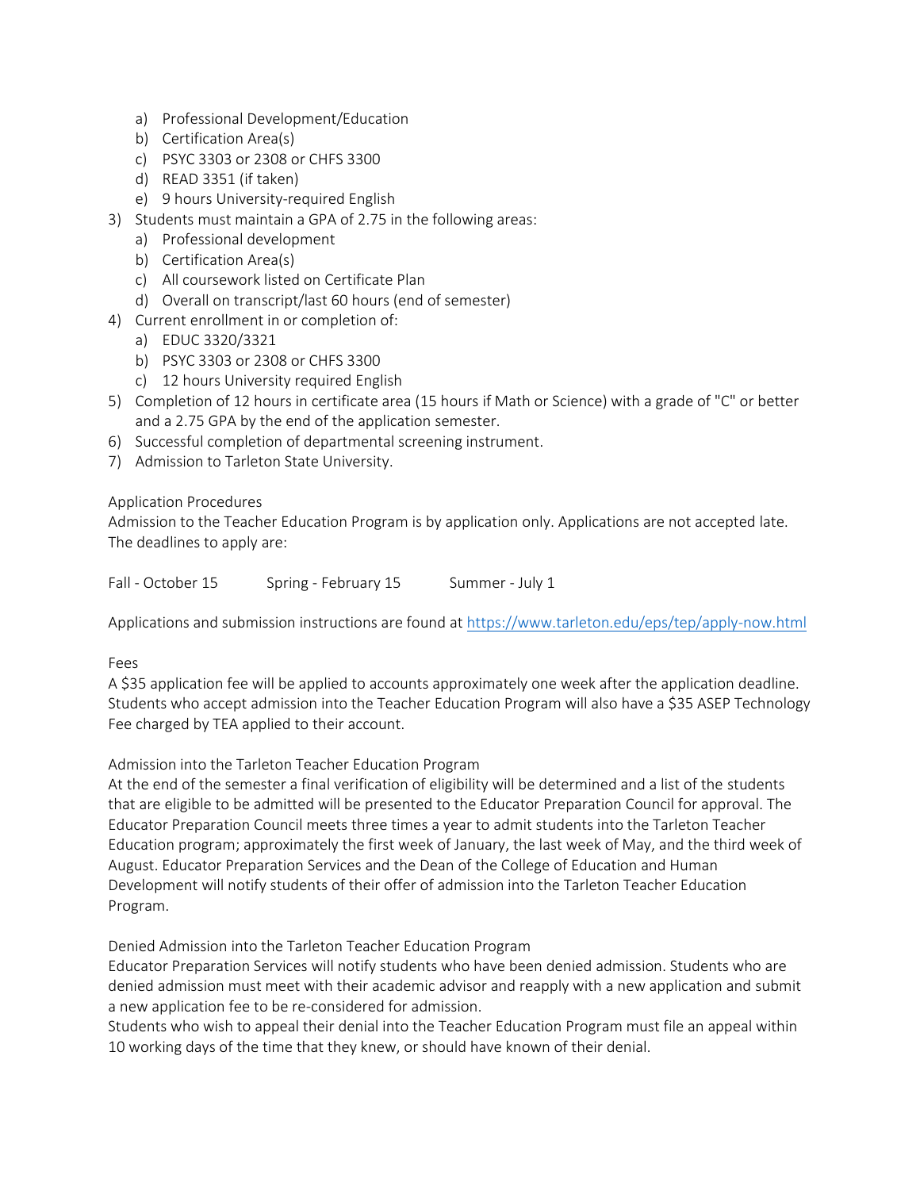a) Professional Development/Education
   b) Certification Area(s)
   c) PSYC 3303 or 2308 or CHFS 3300
   d) READ 3351 (if taken)
   e) 9 hours University-required English
3) Students must maintain a GPA of 2.75 in the following areas:
   a) Professional development
   b) Certification Area(s)
   c) All coursework listed on Certificate Plan
   d) Overall on transcript/last 60 hours (end of semester)
4) Current enrollment in or completion of:
   a) EDUC 3320/3321
   b) PSYC 3303 or 2308 or CHFS 3300
   c) 12 hours University required English
5) Completion of 12 hours in certificate area (15 hours if Math or Science) with a grade of "C" or better and a 2.75 GPA by the end of the application semester.
6) Successful completion of departmental screening instrument.
7) Admission to Tarleton State University.

Application Procedures

Admission to the Teacher Education Program is by application only. Applications are not accepted late. The deadlines to apply are:

Fall - October 15 Spring - February 15 Summer - July 1

Applications and submission instructions are found at https://www.tarleton.edu/eps/tep/apply-now.html

Fees

A $35 application fee will be applied to accounts approximately one week after the application deadline. Students who accept admission into the Teacher Education Program will also have a $35 ASEP Technology Fee charged by TEA applied to their account.

Admission into the Tarleton Teacher Education Program

At the end of the semester a final verification of eligibility will be determined and a list of the students that are eligible to be admitted will be presented to the Educator Preparation Council for approval. The Educator Preparation Council meets three times a year to admit students into the Tarleton Teacher Education program; approximately the first week of January, the last week of May, and the third week of August. Educator Preparation Services and the Dean of the College of Education and Human Development will notify students of their offer of admission into the Tarleton Teacher Education Program.

Denied Admission into the Tarleton Teacher Education Program

Educator Preparation Services will notify students who have been denied admission. Students who are denied admission must meet with their academic advisor and reapply with a new application and submit a new application fee to be re-considered for admission.

Students who wish to appeal their denial into the Teacher Education Program must file an appeal within 10 working days of the time that they knew, or should have known of their denial.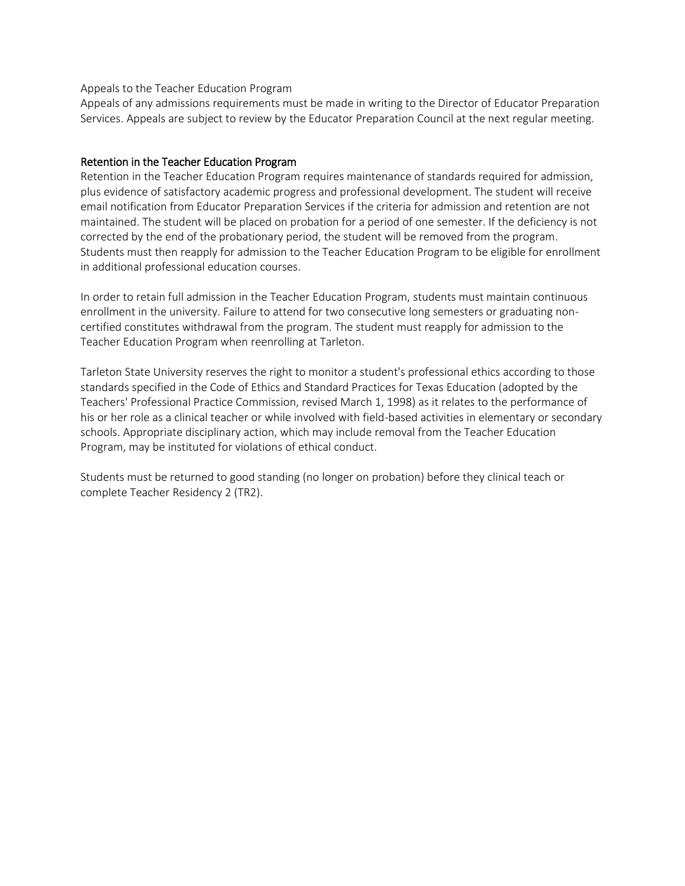Appeals to the Teacher Education Program

Appeals of any admissions requirements must be made in writing to the Director of Educator Preparation Services. Appeals are subject to review by the Educator Preparation Council at the next regular meeting.

## Retention in the Teacher Education Program

Retention in the Teacher Education Program requires maintenance of standards required for admission, plus evidence of satisfactory academic progress and professional development. The student will receive email notification from Educator Preparation Services if the criteria for admission and retention are not maintained. The student will be placed on probation for a period of one semester. If the deficiency is not corrected by the end of the probationary period, the student will be removed from the program. Students must then reapply for admission to the Teacher Education Program to be eligible for enrollment in additional professional education courses.

In order to retain full admission in the Teacher Education Program, students must maintain continuous enrollment in the university. Failure to attend for two consecutive long semesters or graduating non-certified constitutes withdrawal from the program. The student must reapply for admission to the Teacher Education Program when reenrolling at Tarleton.

Tarleton State University reserves the right to monitor a student's professional ethics according to those standards specified in the Code of Ethics and Standard Practices for Texas Education (adopted by the Teachers' Professional Practice Commission, revised March 1, 1998) as it relates to the performance of his or her role as a clinical teacher or while involved with field-based activities in elementary or secondary schools. Appropriate disciplinary action, which may include removal from the Teacher Education Program, may be instituted for violations of ethical conduct.

Students must be returned to good standing (no longer on probation) before they clinical teach or complete Teacher Residency 2 (TR2).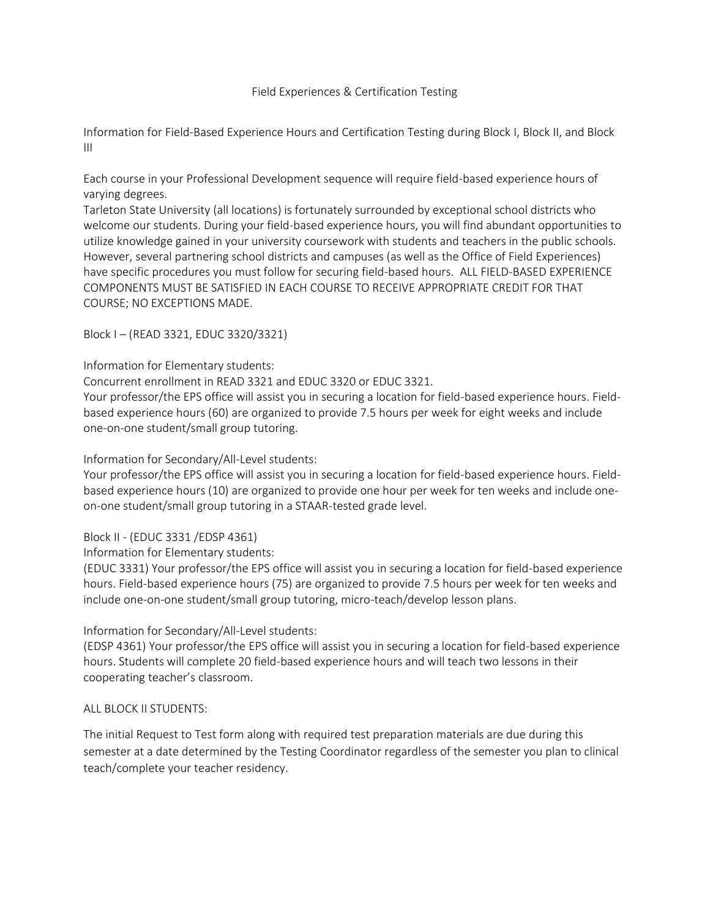## Field Experiences & Certification Testing

Information for Field-Based Experience Hours and Certification Testing during Block I, Block II, and Block III

Each course in your Professional Development sequence will require field-based experience hours of varying degrees.

Tarleton State University (all locations) is fortunately surrounded by exceptional school districts who welcome our students. During your field-based experience hours, you will find abundant opportunities to utilize knowledge gained in your university coursework with students and teachers in the public schools. However, several partnering school districts and campuses (as well as the Office of Field Experiences) have specific procedures you must follow for securing field-based hours. ALL FIELD-BASED EXPERIENCE COMPONENTS MUST BE SATISFIED IN EACH COURSE TO RECEIVE APPROPRIATE CREDIT FOR THAT COURSE; NO EXCEPTIONS MADE.

### Block I – (READ 3321, EDUC 3320/3321)

Information for Elementary students:

Concurrent enrollment in READ 3321 and EDUC 3320 or EDUC 3321.

Your professor/the EPS office will assist you in securing a location for field-based experience hours. Field-based experience hours (60) are organized to provide 7.5 hours per week for eight weeks and include one-on-one student/small group tutoring.

Information for Secondary/All-Level students:

Your professor/the EPS office will assist you in securing a location for field-based experience hours. Field-based experience hours (10) are organized to provide one hour per week for ten weeks and include one-on-one student/small group tutoring in a STAAR-tested grade level.

### Block II - (EDUC 3331 /EDSP 4361)

Information for Elementary students:

(EDUC 3331) Your professor/the EPS office will assist you in securing a location for field-based experience hours. Field-based experience hours (75) are organized to provide 7.5 hours per week for ten weeks and include one-on-one student/small group tutoring, micro-teach/develop lesson plans.

Information for Secondary/All-Level students:

(EDSP 4361) Your professor/the EPS office will assist you in securing a location for field-based experience hours. Students will complete 20 field-based experience hours and will teach two lessons in their cooperating teacher's classroom.

ALL BLOCK II STUDENTS:

The initial Request to Test form along with required test preparation materials are due during this semester at a date determined by the Testing Coordinator regardless of the semester you plan to clinical teach/complete your teacher residency.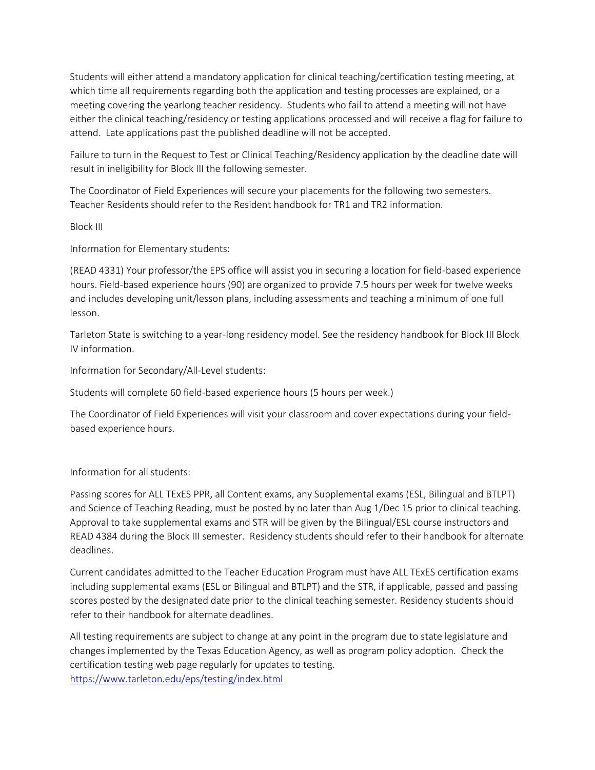Students will either attend a mandatory application for clinical teaching/certification testing meeting, at which time all requirements regarding both the application and testing processes are explained, or a meeting covering the yearlong teacher residency. Students who fail to attend a meeting will not have either the clinical teaching/residency or testing applications processed and will receive a flag for failure to attend. Late applications past the published deadline will not be accepted.

Failure to turn in the Request to Test or Clinical Teaching/Residency application by the deadline date will result in ineligibility for Block III the following semester.

The Coordinator of Field Experiences will secure your placements for the following two semesters. Teacher Residents should refer to the Resident handbook for TR1 and TR2 information.

Block III

Information for Elementary students:

(READ 4331) Your professor/the EPS office will assist you in securing a location for field-based experience hours. Field-based experience hours (90) are organized to provide 7.5 hours per week for twelve weeks and includes developing unit/lesson plans, including assessments and teaching a minimum of one full lesson.

Tarleton State is switching to a year-long residency model. See the residency handbook for Block III Block IV information.

Information for Secondary/All-Level students:

Students will complete 60 field-based experience hours (5 hours per week.)

The Coordinator of Field Experiences will visit your classroom and cover expectations during your field-based experience hours.

Information for all students:

Passing scores for ALL TExES PPR, all Content exams, any Supplemental exams (ESL, Bilingual and BTLPT) and Science of Teaching Reading, must be posted by no later than Aug 1/Dec 15 prior to clinical teaching. Approval to take supplemental exams and STR will be given by the Bilingual/ESL course instructors and READ 4384 during the Block III semester. Residency students should refer to their handbook for alternate deadlines.

Current candidates admitted to the Teacher Education Program must have ALL TExES certification exams including supplemental exams (ESL or Bilingual and BTLPT) and the STR, if applicable, passed and passing scores posted by the designated date prior to the clinical teaching semester. Residency students should refer to their handbook for alternate deadlines.

All testing requirements are subject to change at any point in the program due to state legislature and changes implemented by the Texas Education Agency, as well as program policy adoption. Check the certification testing web page regularly for updates to testing.
https://www.tarleton.edu/eps/testing/index.html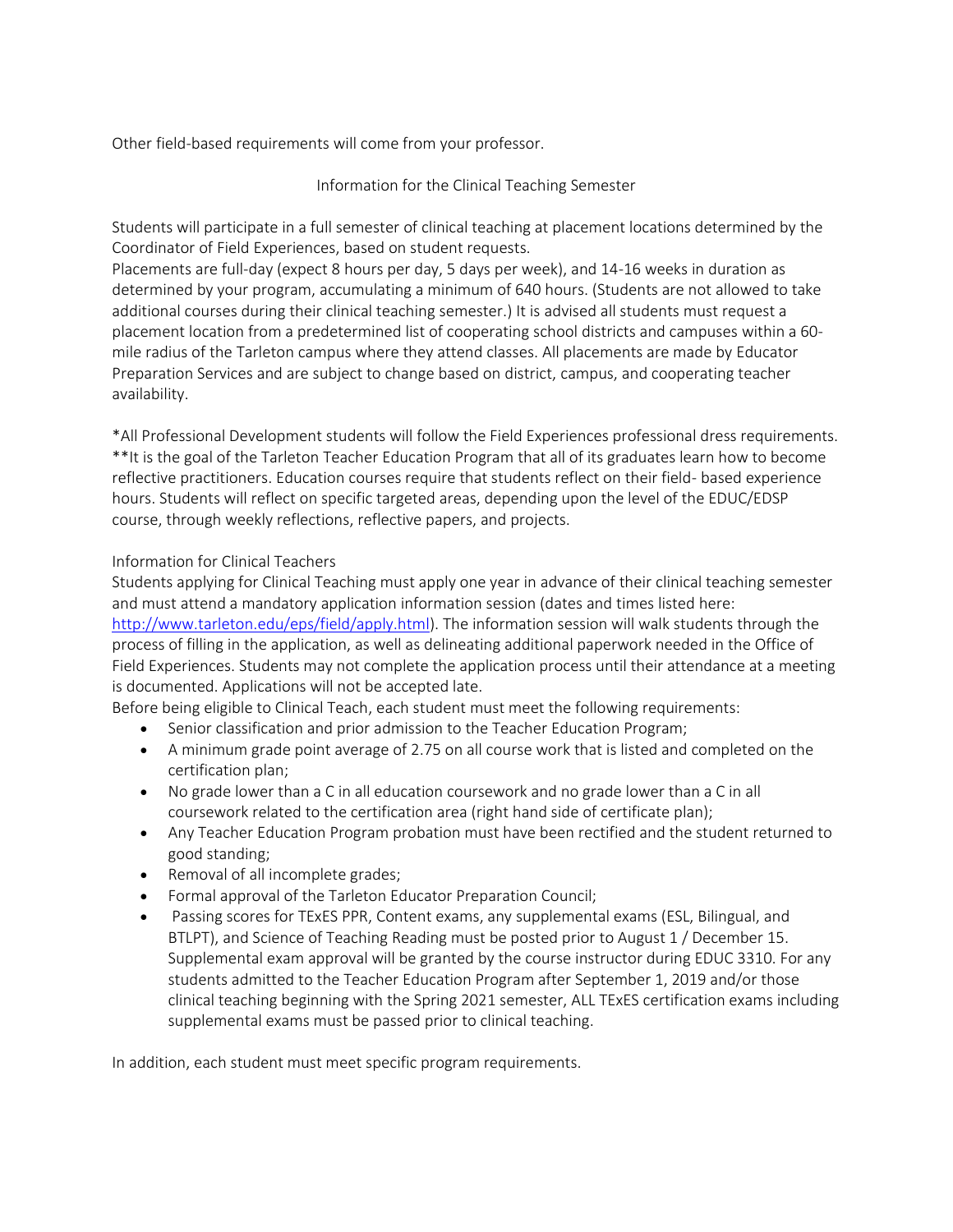Other field-based requirements will come from your professor.

## Information for the Clinical Teaching Semester

Students will participate in a full semester of clinical teaching at placement locations determined by the Coordinator of Field Experiences, based on student requests.
Placements are full-day (expect 8 hours per day, 5 days per week), and 14-16 weeks in duration as determined by your program, accumulating a minimum of 640 hours. (Students are not allowed to take additional courses during their clinical teaching semester.) It is advised all students must request a placement location from a predetermined list of cooperating school districts and campuses within a 60-mile radius of the Tarleton campus where they attend classes. All placements are made by Educator Preparation Services and are subject to change based on district, campus, and cooperating teacher availability.

*All Professional Development students will follow the Field Experiences professional dress requirements.
**It is the goal of the Tarleton Teacher Education Program that all of its graduates learn how to become reflective practitioners. Education courses require that students reflect on their field- based experience hours. Students will reflect on specific targeted areas, depending upon the level of the EDUC/EDSP course, through weekly reflections, reflective papers, and projects.

### Information for Clinical Teachers

Students applying for Clinical Teaching must apply one year in advance of their clinical teaching semester and must attend a mandatory application information session (dates and times listed here: http://www.tarleton.edu/eps/field/apply.html). The information session will walk students through the process of filling in the application, as well as delineating additional paperwork needed in the Office of Field Experiences. Students may not complete the application process until their attendance at a meeting is documented. Applications will not be accepted late.
Before being eligible to Clinical Teach, each student must meet the following requirements:

- Senior classification and prior admission to the Teacher Education Program;
- A minimum grade point average of 2.75 on all course work that is listed and completed on the certification plan;
- No grade lower than a C in all education coursework and no grade lower than a C in all coursework related to the certification area (right hand side of certificate plan);
- Any Teacher Education Program probation must have been rectified and the student returned to good standing;
- Removal of all incomplete grades;
- Formal approval of the Tarleton Educator Preparation Council;
- Passing scores for TExES PPR, Content exams, any supplemental exams (ESL, Bilingual, and BTLPT), and Science of Teaching Reading must be posted prior to August 1 / December 15. Supplemental exam approval will be granted by the course instructor during EDUC 3310. For any students admitted to the Teacher Education Program after September 1, 2019 and/or those clinical teaching beginning with the Spring 2021 semester, ALL TExES certification exams including supplemental exams must be passed prior to clinical teaching.

In addition, each student must meet specific program requirements.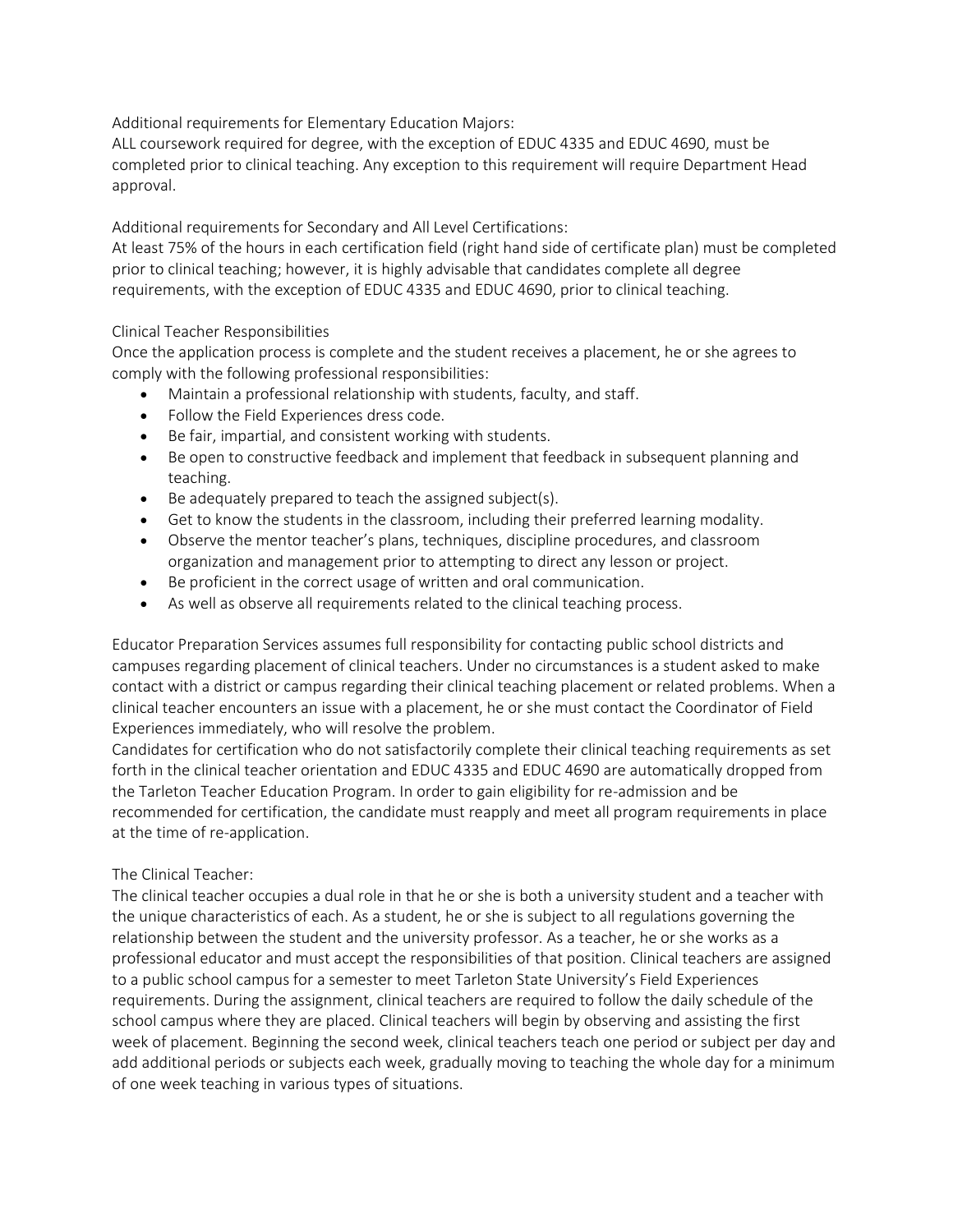Additional requirements for Elementary Education Majors:
ALL coursework required for degree, with the exception of EDUC 4335 and EDUC 4690, must be completed prior to clinical teaching. Any exception to this requirement will require Department Head approval.

Additional requirements for Secondary and All Level Certifications:
At least 75% of the hours in each certification field (right hand side of certificate plan) must be completed prior to clinical teaching; however, it is highly advisable that candidates complete all degree requirements, with the exception of EDUC 4335 and EDUC 4690, prior to clinical teaching.

Clinical Teacher Responsibilities
Once the application process is complete and the student receives a placement, he or she agrees to comply with the following professional responsibilities:

- Maintain a professional relationship with students, faculty, and staff.
- Follow the Field Experiences dress code.
- Be fair, impartial, and consistent working with students.
- Be open to constructive feedback and implement that feedback in subsequent planning and teaching.
- Be adequately prepared to teach the assigned subject(s).
- Get to know the students in the classroom, including their preferred learning modality.
- Observe the mentor teacher's plans, techniques, discipline procedures, and classroom organization and management prior to attempting to direct any lesson or project.
- Be proficient in the correct usage of written and oral communication.
- As well as observe all requirements related to the clinical teaching process.

Educator Preparation Services assumes full responsibility for contacting public school districts and campuses regarding placement of clinical teachers. Under no circumstances is a student asked to make contact with a district or campus regarding their clinical teaching placement or related problems. When a clinical teacher encounters an issue with a placement, he or she must contact the Coordinator of Field Experiences immediately, who will resolve the problem.
Candidates for certification who do not satisfactorily complete their clinical teaching requirements as set forth in the clinical teacher orientation and EDUC 4335 and EDUC 4690 are automatically dropped from the Tarleton Teacher Education Program. In order to gain eligibility for re-admission and be recommended for certification, the candidate must reapply and meet all program requirements in place at the time of re-application.

The Clinical Teacher:
The clinical teacher occupies a dual role in that he or she is both a university student and a teacher with the unique characteristics of each. As a student, he or she is subject to all regulations governing the relationship between the student and the university professor. As a teacher, he or she works as a professional educator and must accept the responsibilities of that position. Clinical teachers are assigned to a public school campus for a semester to meet Tarleton State University's Field Experiences requirements. During the assignment, clinical teachers are required to follow the daily schedule of the school campus where they are placed. Clinical teachers will begin by observing and assisting the first week of placement. Beginning the second week, clinical teachers teach one period or subject per day and add additional periods or subjects each week, gradually moving to teaching the whole day for a minimum of one week teaching in various types of situations.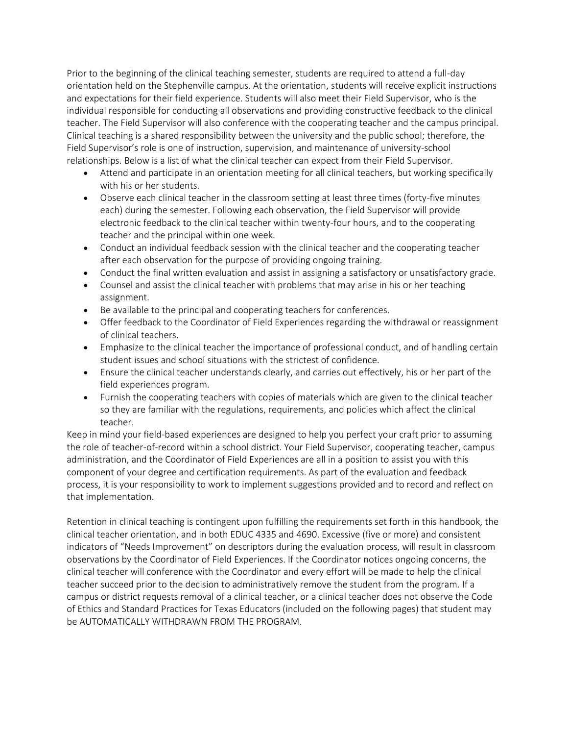Prior to the beginning of the clinical teaching semester, students are required to attend a full-day orientation held on the Stephenville campus. At the orientation, students will receive explicit instructions and expectations for their field experience. Students will also meet their Field Supervisor, who is the individual responsible for conducting all observations and providing constructive feedback to the clinical teacher. The Field Supervisor will also conference with the cooperating teacher and the campus principal. Clinical teaching is a shared responsibility between the university and the public school; therefore, the Field Supervisor's role is one of instruction, supervision, and maintenance of university-school relationships. Below is a list of what the clinical teacher can expect from their Field Supervisor.

- Attend and participate in an orientation meeting for all clinical teachers, but working specifically with his or her students.
- Observe each clinical teacher in the classroom setting at least three times (forty-five minutes each) during the semester. Following each observation, the Field Supervisor will provide electronic feedback to the clinical teacher within twenty-four hours, and to the cooperating teacher and the principal within one week.
- Conduct an individual feedback session with the clinical teacher and the cooperating teacher after each observation for the purpose of providing ongoing training.
- Conduct the final written evaluation and assist in assigning a satisfactory or unsatisfactory grade.
- Counsel and assist the clinical teacher with problems that may arise in his or her teaching assignment.
- Be available to the principal and cooperating teachers for conferences.
- Offer feedback to the Coordinator of Field Experiences regarding the withdrawal or reassignment of clinical teachers.
- Emphasize to the clinical teacher the importance of professional conduct, and of handling certain student issues and school situations with the strictest of confidence.
- Ensure the clinical teacher understands clearly, and carries out effectively, his or her part of the field experiences program.
- Furnish the cooperating teachers with copies of materials which are given to the clinical teacher so they are familiar with the regulations, requirements, and policies which affect the clinical teacher.

Keep in mind your field-based experiences are designed to help you perfect your craft prior to assuming the role of teacher-of-record within a school district. Your Field Supervisor, cooperating teacher, campus administration, and the Coordinator of Field Experiences are all in a position to assist you with this component of your degree and certification requirements. As part of the evaluation and feedback process, it is your responsibility to work to implement suggestions provided and to record and reflect on that implementation.

Retention in clinical teaching is contingent upon fulfilling the requirements set forth in this handbook, the clinical teacher orientation, and in both EDUC 4335 and 4690. Excessive (five or more) and consistent indicators of "Needs Improvement" on descriptors during the evaluation process, will result in classroom observations by the Coordinator of Field Experiences. If the Coordinator notices ongoing concerns, the clinical teacher will conference with the Coordinator and every effort will be made to help the clinical teacher succeed prior to the decision to administratively remove the student from the program. If a campus or district requests removal of a clinical teacher, or a clinical teacher does not observe the Code of Ethics and Standard Practices for Texas Educators (included on the following pages) that student may be AUTOMATICALLY WITHDRAWN FROM THE PROGRAM.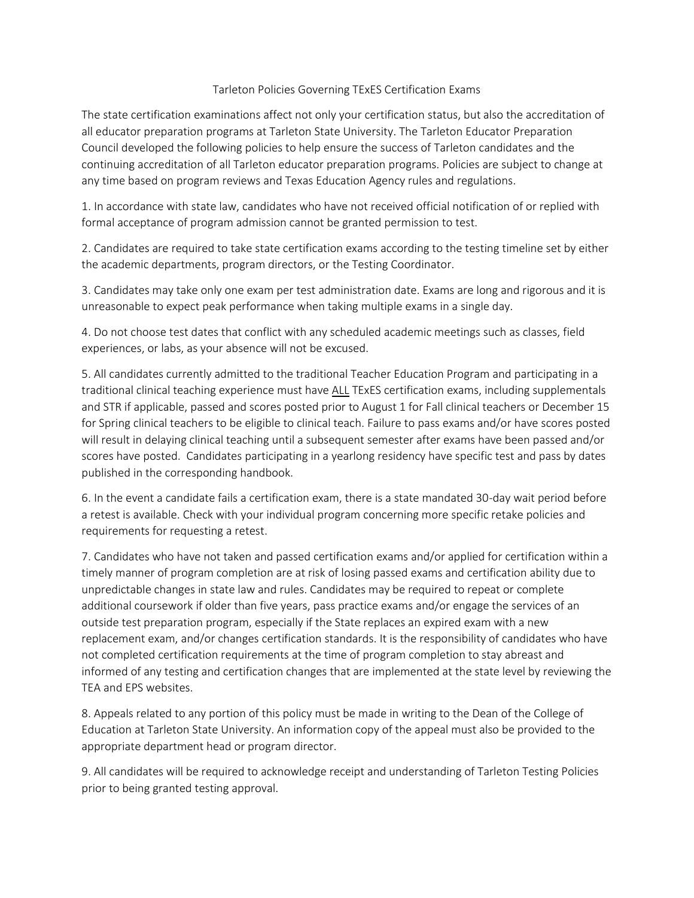# Tarleton Policies Governing TExES Certification Exams

The state certification examinations affect not only your certification status, but also the accreditation of all educator preparation programs at Tarleton State University. The Tarleton Educator Preparation Council developed the following policies to help ensure the success of Tarleton candidates and the continuing accreditation of all Tarleton educator preparation programs. Policies are subject to change at any time based on program reviews and Texas Education Agency rules and regulations.

1. In accordance with state law, candidates who have not received official notification of or replied with formal acceptance of program admission cannot be granted permission to test.

2. Candidates are required to take state certification exams according to the testing timeline set by either the academic departments, program directors, or the Testing Coordinator.

3. Candidates may take only one exam per test administration date. Exams are long and rigorous and it is unreasonable to expect peak performance when taking multiple exams in a single day.

4. Do not choose test dates that conflict with any scheduled academic meetings such as classes, field experiences, or labs, as your absence will not be excused.

5. All candidates currently admitted to the traditional Teacher Education Program and participating in a traditional clinical teaching experience must have <u>ALL</u> TExES certification exams, including supplementals and STR if applicable, passed and scores posted prior to August 1 for Fall clinical teachers or December 15 for Spring clinical teachers to be eligible to clinical teach. Failure to pass exams and/or have scores posted will result in delaying clinical teaching until a subsequent semester after exams have been passed and/or scores have posted. Candidates participating in a yearlong residency have specific test and pass by dates published in the corresponding handbook.

6. In the event a candidate fails a certification exam, there is a state mandated 30-day wait period before a retest is available. Check with your individual program concerning more specific retake policies and requirements for requesting a retest.

7. Candidates who have not taken and passed certification exams and/or applied for certification within a timely manner of program completion are at risk of losing passed exams and certification ability due to unpredictable changes in state law and rules. Candidates may be required to repeat or complete additional coursework if older than five years, pass practice exams and/or engage the services of an outside test preparation program, especially if the State replaces an expired exam with a new replacement exam, and/or changes certification standards. It is the responsibility of candidates who have not completed certification requirements at the time of program completion to stay abreast and informed of any testing and certification changes that are implemented at the state level by reviewing the TEA and EPS websites.

8. Appeals related to any portion of this policy must be made in writing to the Dean of the College of Education at Tarleton State University. An information copy of the appeal must also be provided to the appropriate department head or program director.

9. All candidates will be required to acknowledge receipt and understanding of Tarleton Testing Policies prior to being granted testing approval.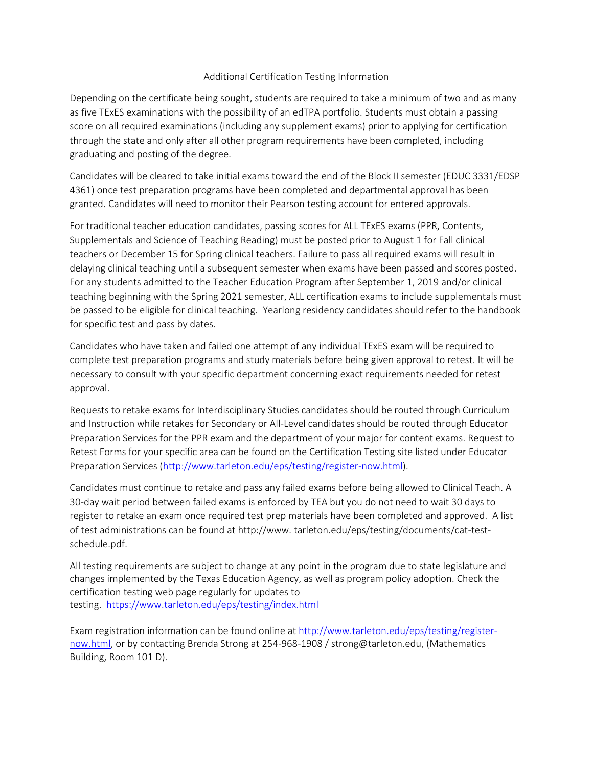## Additional Certification Testing Information

Depending on the certificate being sought, students are required to take a minimum of two and as many as five TExES examinations with the possibility of an edTPA portfolio. Students must obtain a passing score on all required examinations (including any supplement exams) prior to applying for certification through the state and only after all other program requirements have been completed, including graduating and posting of the degree.

Candidates will be cleared to take initial exams toward the end of the Block II semester (EDUC 3331/EDSP 4361) once test preparation programs have been completed and departmental approval has been granted. Candidates will need to monitor their Pearson testing account for entered approvals.

For traditional teacher education candidates, passing scores for ALL TExES exams (PPR, Contents, Supplementals and Science of Teaching Reading) must be posted prior to August 1 for Fall clinical teachers or December 15 for Spring clinical teachers. Failure to pass all required exams will result in delaying clinical teaching until a subsequent semester when exams have been passed and scores posted. For any students admitted to the Teacher Education Program after September 1, 2019 and/or clinical teaching beginning with the Spring 2021 semester, ALL certification exams to include supplementals must be passed to be eligible for clinical teaching. Yearlong residency candidates should refer to the handbook for specific test and pass by dates.

Candidates who have taken and failed one attempt of any individual TExES exam will be required to complete test preparation programs and study materials before being given approval to retest. It will be necessary to consult with your specific department concerning exact requirements needed for retest approval.

Requests to retake exams for Interdisciplinary Studies candidates should be routed through Curriculum and Instruction while retakes for Secondary or All-Level candidates should be routed through Educator Preparation Services for the PPR exam and the department of your major for content exams. Request to Retest Forms for your specific area can be found on the Certification Testing site listed under Educator Preparation Services (http://www.tarleton.edu/eps/testing/register-now.html).

Candidates must continue to retake and pass any failed exams before being allowed to Clinical Teach. A 30-day wait period between failed exams is enforced by TEA but you do not need to wait 30 days to register to retake an exam once required test prep materials have been completed and approved. A list of test administrations can be found at http://www. tarleton.edu/eps/testing/documents/cat-test-schedule.pdf.

All testing requirements are subject to change at any point in the program due to state legislature and changes implemented by the Texas Education Agency, as well as program policy adoption. Check the certification testing web page regularly for updates to testing. https://www.tarleton.edu/eps/testing/index.html

Exam registration information can be found online at http://www.tarleton.edu/eps/testing/register-now.html, or by contacting Brenda Strong at 254-968-1908 / strong@tarleton.edu, (Mathematics Building, Room 101 D).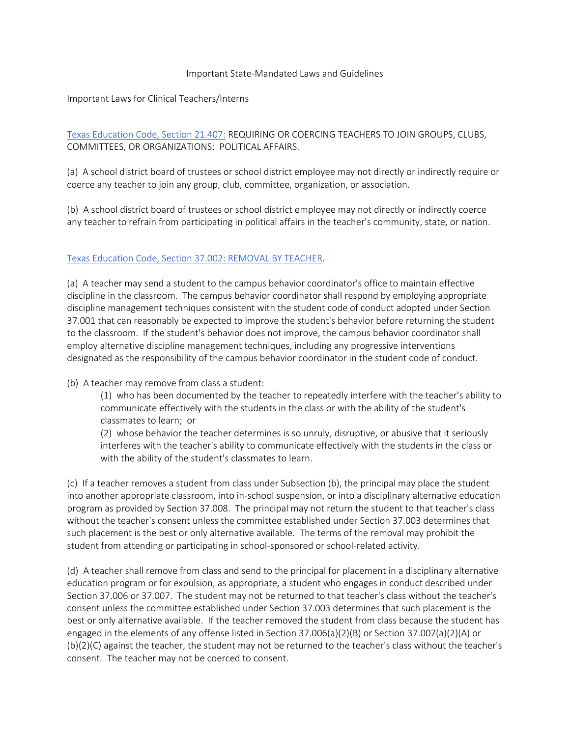## Important State-Mandated Laws and Guidelines

### Important Laws for Clinical Teachers/Interns

[Texas Education Code, Section 21.407:](#) REQUIRING OR COERCING TEACHERS TO JOIN GROUPS, CLUBS, COMMITTEES, OR ORGANIZATIONS: POLITICAL AFFAIRS.

(a) A school district board of trustees or school district employee may not directly or indirectly require or coerce any teacher to join any group, club, committee, organization, or association.

(b) A school district board of trustees or school district employee may not directly or indirectly coerce any teacher to refrain from participating in political affairs in the teacher's community, state, or nation.

[Texas Education Code, Section 37.002: REMOVAL BY TEACHER](#).

(a) A teacher may send a student to the campus behavior coordinator's office to maintain effective discipline in the classroom. The campus behavior coordinator shall respond by employing appropriate discipline management techniques consistent with the student code of conduct adopted under Section 37.001 that can reasonably be expected to improve the student's behavior before returning the student to the classroom. If the student's behavior does not improve, the campus behavior coordinator shall employ alternative discipline management techniques, including any progressive interventions designated as the responsibility of the campus behavior coordinator in the student code of conduct.

(b) A teacher may remove from class a student:

(1) who has been documented by the teacher to repeatedly interfere with the teacher's ability to communicate effectively with the students in the class or with the ability of the student's classmates to learn; or

(2) whose behavior the teacher determines is so unruly, disruptive, or abusive that it seriously interferes with the teacher's ability to communicate effectively with the students in the class or with the ability of the student's classmates to learn.

(c) If a teacher removes a student from class under Subsection (b), the principal may place the student into another appropriate classroom, into in-school suspension, or into a disciplinary alternative education program as provided by Section 37.008. The principal may not return the student to that teacher's class without the teacher's consent unless the committee established under Section 37.003 determines that such placement is the best or only alternative available. The terms of the removal may prohibit the student from attending or participating in school-sponsored or school-related activity.

(d) A teacher shall remove from class and send to the principal for placement in a disciplinary alternative education program or for expulsion, as appropriate, a student who engages in conduct described under Section 37.006 or 37.007. The student may not be returned to that teacher's class without the teacher's consent unless the committee established under Section 37.003 determines that such placement is the best or only alternative available. If the teacher removed the student from class because the student has engaged in the elements of any offense listed in Section 37.006(a)(2)(B) or Section 37.007(a)(2)(A) or (b)(2)(C) against the teacher, the student may not be returned to the teacher's class without the teacher's consent. The teacher may not be coerced to consent.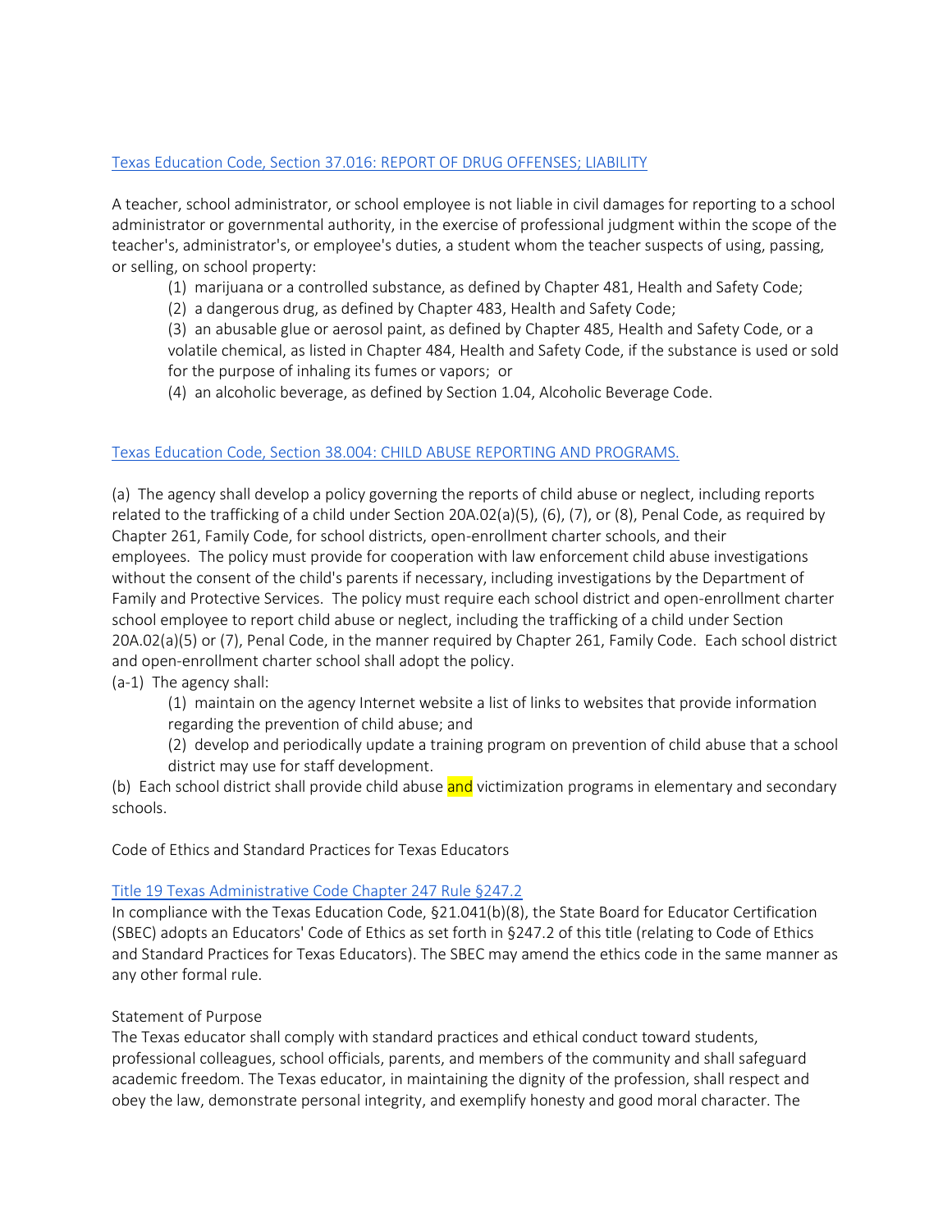[Texas Education Code, Section 37.016: REPORT OF DRUG OFFENSES; LIABILITY]()

A teacher, school administrator, or school employee is not liable in civil damages for reporting to a school administrator or governmental authority, in the exercise of professional judgment within the scope of the teacher's, administrator's, or employee's duties, a student whom the teacher suspects of using, passing, or selling, on school property:

(1) marijuana or a controlled substance, as defined by Chapter 481, Health and Safety Code;

(2) a dangerous drug, as defined by Chapter 483, Health and Safety Code;

(3) an abusable glue or aerosol paint, as defined by Chapter 485, Health and Safety Code, or a volatile chemical, as listed in Chapter 484, Health and Safety Code, if the substance is used or sold for the purpose of inhaling its fumes or vapors; or

(4) an alcoholic beverage, as defined by Section 1.04, Alcoholic Beverage Code.

[Texas Education Code, Section 38.004: CHILD ABUSE REPORTING AND PROGRAMS.]()

(a) The agency shall develop a policy governing the reports of child abuse or neglect, including reports related to the trafficking of a child under Section 20A.02(a)(5), (6), (7), or (8), Penal Code, as required by Chapter 261, Family Code, for school districts, open-enrollment charter schools, and their employees. The policy must provide for cooperation with law enforcement child abuse investigations without the consent of the child's parents if necessary, including investigations by the Department of Family and Protective Services. The policy must require each school district and open-enrollment charter school employee to report child abuse or neglect, including the trafficking of a child under Section 20A.02(a)(5) or (7), Penal Code, in the manner required by Chapter 261, Family Code. Each school district and open-enrollment charter school shall adopt the policy.

(a-1) The agency shall:

(1) maintain on the agency Internet website a list of links to websites that provide information regarding the prevention of child abuse; and

(2) develop and periodically update a training program on prevention of child abuse that a school district may use for staff development.

(b) Each school district shall provide child abuse and victimization programs in elementary and secondary schools.

Code of Ethics and Standard Practices for Texas Educators

[Title 19 Texas Administrative Code Chapter 247 Rule §247.2]()

In compliance with the Texas Education Code, §21.041(b)(8), the State Board for Educator Certification (SBEC) adopts an Educators' Code of Ethics as set forth in §247.2 of this title (relating to Code of Ethics and Standard Practices for Texas Educators). The SBEC may amend the ethics code in the same manner as any other formal rule.

Statement of Purpose

The Texas educator shall comply with standard practices and ethical conduct toward students, professional colleagues, school officials, parents, and members of the community and shall safeguard academic freedom. The Texas educator, in maintaining the dignity of the profession, shall respect and obey the law, demonstrate personal integrity, and exemplify honesty and good moral character. The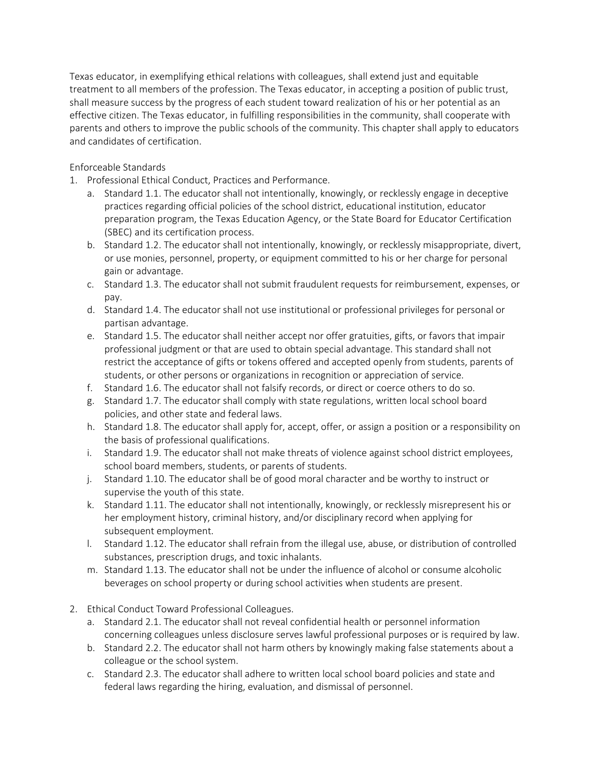Texas educator, in exemplifying ethical relations with colleagues, shall extend just and equitable treatment to all members of the profession. The Texas educator, in accepting a position of public trust, shall measure success by the progress of each student toward realization of his or her potential as an effective citizen. The Texas educator, in fulfilling responsibilities in the community, shall cooperate with parents and others to improve the public schools of the community. This chapter shall apply to educators and candidates of certification.

Enforceable Standards

1. Professional Ethical Conduct, Practices and Performance.
   a. Standard 1.1. The educator shall not intentionally, knowingly, or recklessly engage in deceptive practices regarding official policies of the school district, educational institution, educator preparation program, the Texas Education Agency, or the State Board for Educator Certification (SBEC) and its certification process.
   b. Standard 1.2. The educator shall not intentionally, knowingly, or recklessly misappropriate, divert, or use monies, personnel, property, or equipment committed to his or her charge for personal gain or advantage.
   c. Standard 1.3. The educator shall not submit fraudulent requests for reimbursement, expenses, or pay.
   d. Standard 1.4. The educator shall not use institutional or professional privileges for personal or partisan advantage.
   e. Standard 1.5. The educator shall neither accept nor offer gratuities, gifts, or favors that impair professional judgment or that are used to obtain special advantage. This standard shall not restrict the acceptance of gifts or tokens offered and accepted openly from students, parents of students, or other persons or organizations in recognition or appreciation of service.
   f. Standard 1.6. The educator shall not falsify records, or direct or coerce others to do so.
   g. Standard 1.7. The educator shall comply with state regulations, written local school board policies, and other state and federal laws.
   h. Standard 1.8. The educator shall apply for, accept, offer, or assign a position or a responsibility on the basis of professional qualifications.
   i. Standard 1.9. The educator shall not make threats of violence against school district employees, school board members, students, or parents of students.
   j. Standard 1.10. The educator shall be of good moral character and be worthy to instruct or supervise the youth of this state.
   k. Standard 1.11. The educator shall not intentionally, knowingly, or recklessly misrepresent his or her employment history, criminal history, and/or disciplinary record when applying for subsequent employment.
   l. Standard 1.12. The educator shall refrain from the illegal use, abuse, or distribution of controlled substances, prescription drugs, and toxic inhalants.
   m. Standard 1.13. The educator shall not be under the influence of alcohol or consume alcoholic beverages on school property or during school activities when students are present.

2. Ethical Conduct Toward Professional Colleagues.
   a. Standard 2.1. The educator shall not reveal confidential health or personnel information concerning colleagues unless disclosure serves lawful professional purposes or is required by law.
   b. Standard 2.2. The educator shall not harm others by knowingly making false statements about a colleague or the school system.
   c. Standard 2.3. The educator shall adhere to written local school board policies and state and federal laws regarding the hiring, evaluation, and dismissal of personnel.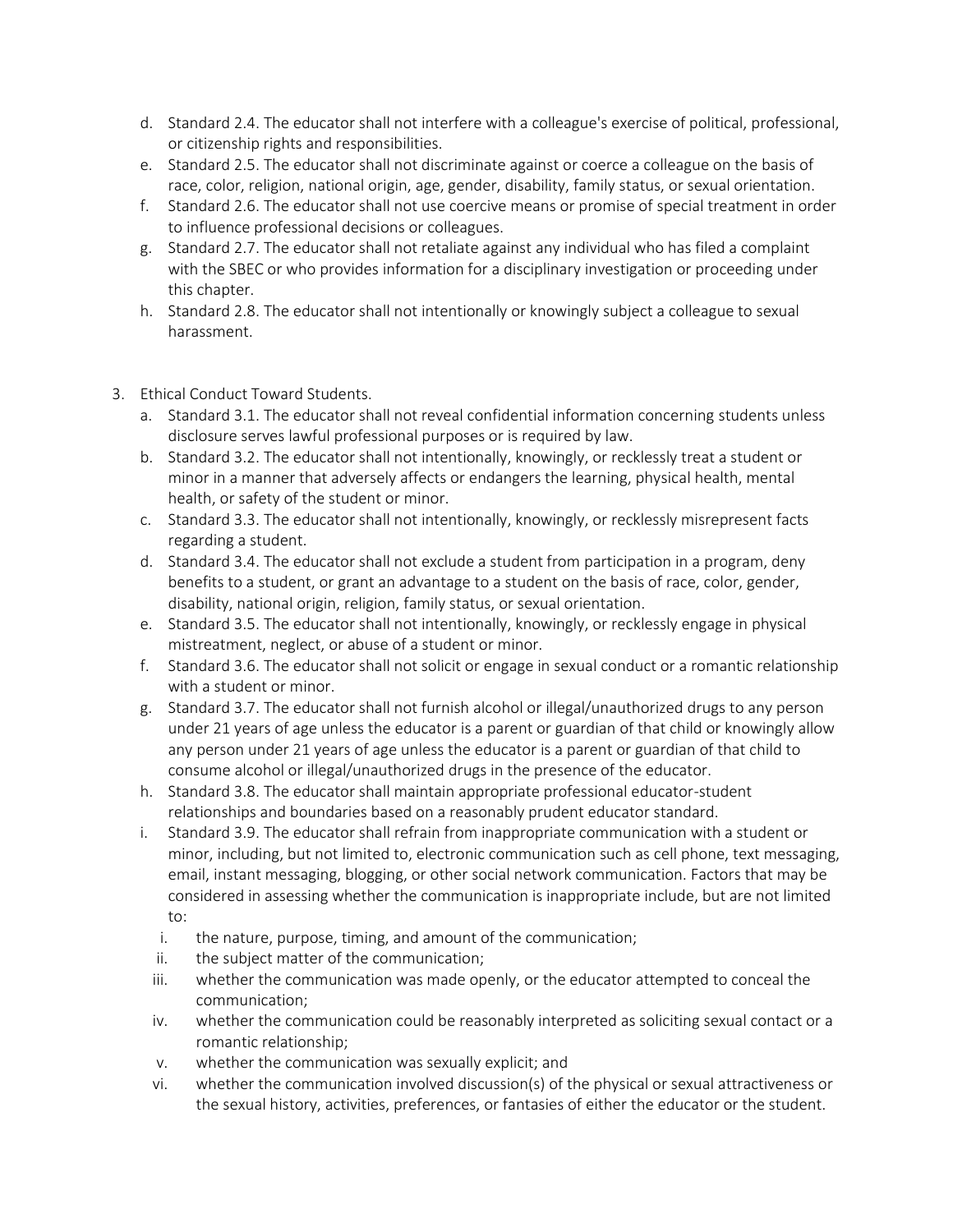d. Standard 2.4. The educator shall not interfere with a colleague's exercise of political, professional, or citizenship rights and responsibilities.
e. Standard 2.5. The educator shall not discriminate against or coerce a colleague on the basis of race, color, religion, national origin, age, gender, disability, family status, or sexual orientation.
f. Standard 2.6. The educator shall not use coercive means or promise of special treatment in order to influence professional decisions or colleagues.
g. Standard 2.7. The educator shall not retaliate against any individual who has filed a complaint with the SBEC or who provides information for a disciplinary investigation or proceeding under this chapter.
h. Standard 2.8. The educator shall not intentionally or knowingly subject a colleague to sexual harassment.

3. Ethical Conduct Toward Students.
   a. Standard 3.1. The educator shall not reveal confidential information concerning students unless disclosure serves lawful professional purposes or is required by law.
   b. Standard 3.2. The educator shall not intentionally, knowingly, or recklessly treat a student or minor in a manner that adversely affects or endangers the learning, physical health, mental health, or safety of the student or minor.
   c. Standard 3.3. The educator shall not intentionally, knowingly, or recklessly misrepresent facts regarding a student.
   d. Standard 3.4. The educator shall not exclude a student from participation in a program, deny benefits to a student, or grant an advantage to a student on the basis of race, color, gender, disability, national origin, religion, family status, or sexual orientation.
   e. Standard 3.5. The educator shall not intentionally, knowingly, or recklessly engage in physical mistreatment, neglect, or abuse of a student or minor.
   f. Standard 3.6. The educator shall not solicit or engage in sexual conduct or a romantic relationship with a student or minor.
   g. Standard 3.7. The educator shall not furnish alcohol or illegal/unauthorized drugs to any person under 21 years of age unless the educator is a parent or guardian of that child or knowingly allow any person under 21 years of age unless the educator is a parent or guardian of that child to consume alcohol or illegal/unauthorized drugs in the presence of the educator.
   h. Standard 3.8. The educator shall maintain appropriate professional educator-student relationships and boundaries based on a reasonably prudent educator standard.
   i. Standard 3.9. The educator shall refrain from inappropriate communication with a student or minor, including, but not limited to, electronic communication such as cell phone, text messaging, email, instant messaging, blogging, or other social network communication. Factors that may be considered in assessing whether the communication is inappropriate include, but are not limited to:
      i. the nature, purpose, timing, and amount of the communication;
      ii. the subject matter of the communication;
      iii. whether the communication was made openly, or the educator attempted to conceal the communication;
      iv. whether the communication could be reasonably interpreted as soliciting sexual contact or a romantic relationship;
      v. whether the communication was sexually explicit; and
      vi. whether the communication involved discussion(s) of the physical or sexual attractiveness or the sexual history, activities, preferences, or fantasies of either the educator or the student.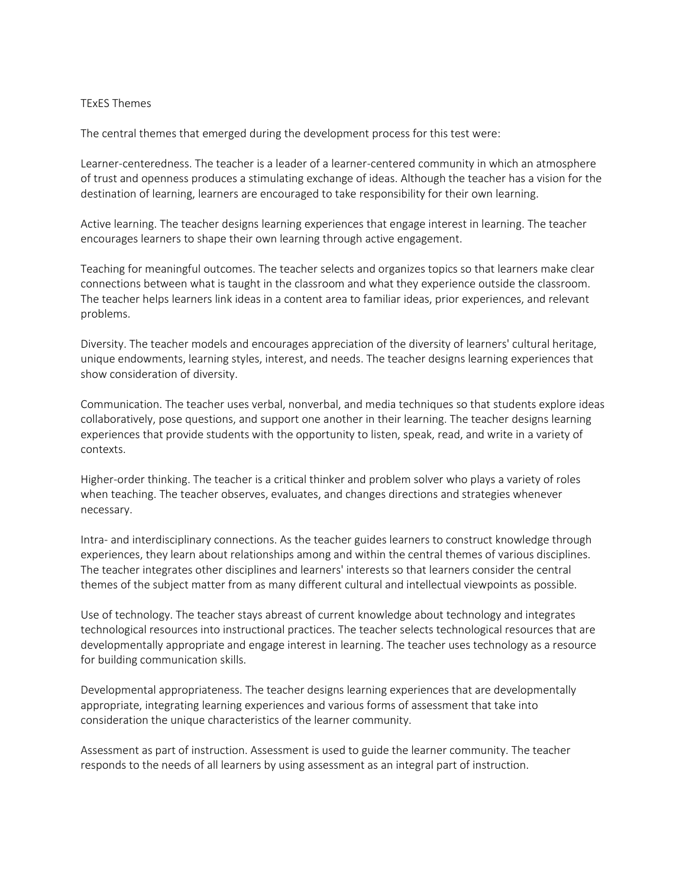TExES Themes

The central themes that emerged during the development process for this test were:

Learner-centeredness. The teacher is a leader of a learner-centered community in which an atmosphere of trust and openness produces a stimulating exchange of ideas. Although the teacher has a vision for the destination of learning, learners are encouraged to take responsibility for their own learning.

Active learning. The teacher designs learning experiences that engage interest in learning. The teacher encourages learners to shape their own learning through active engagement.

Teaching for meaningful outcomes. The teacher selects and organizes topics so that learners make clear connections between what is taught in the classroom and what they experience outside the classroom. The teacher helps learners link ideas in a content area to familiar ideas, prior experiences, and relevant problems.

Diversity. The teacher models and encourages appreciation of the diversity of learners' cultural heritage, unique endowments, learning styles, interest, and needs. The teacher designs learning experiences that show consideration of diversity.

Communication. The teacher uses verbal, nonverbal, and media techniques so that students explore ideas collaboratively, pose questions, and support one another in their learning. The teacher designs learning experiences that provide students with the opportunity to listen, speak, read, and write in a variety of contexts.

Higher-order thinking. The teacher is a critical thinker and problem solver who plays a variety of roles when teaching. The teacher observes, evaluates, and changes directions and strategies whenever necessary.

Intra- and interdisciplinary connections. As the teacher guides learners to construct knowledge through experiences, they learn about relationships among and within the central themes of various disciplines. The teacher integrates other disciplines and learners' interests so that learners consider the central themes of the subject matter from as many different cultural and intellectual viewpoints as possible.

Use of technology. The teacher stays abreast of current knowledge about technology and integrates technological resources into instructional practices. The teacher selects technological resources that are developmentally appropriate and engage interest in learning. The teacher uses technology as a resource for building communication skills.

Developmental appropriateness. The teacher designs learning experiences that are developmentally appropriate, integrating learning experiences and various forms of assessment that take into consideration the unique characteristics of the learner community.

Assessment as part of instruction. Assessment is used to guide the learner community. The teacher responds to the needs of all learners by using assessment as an integral part of instruction.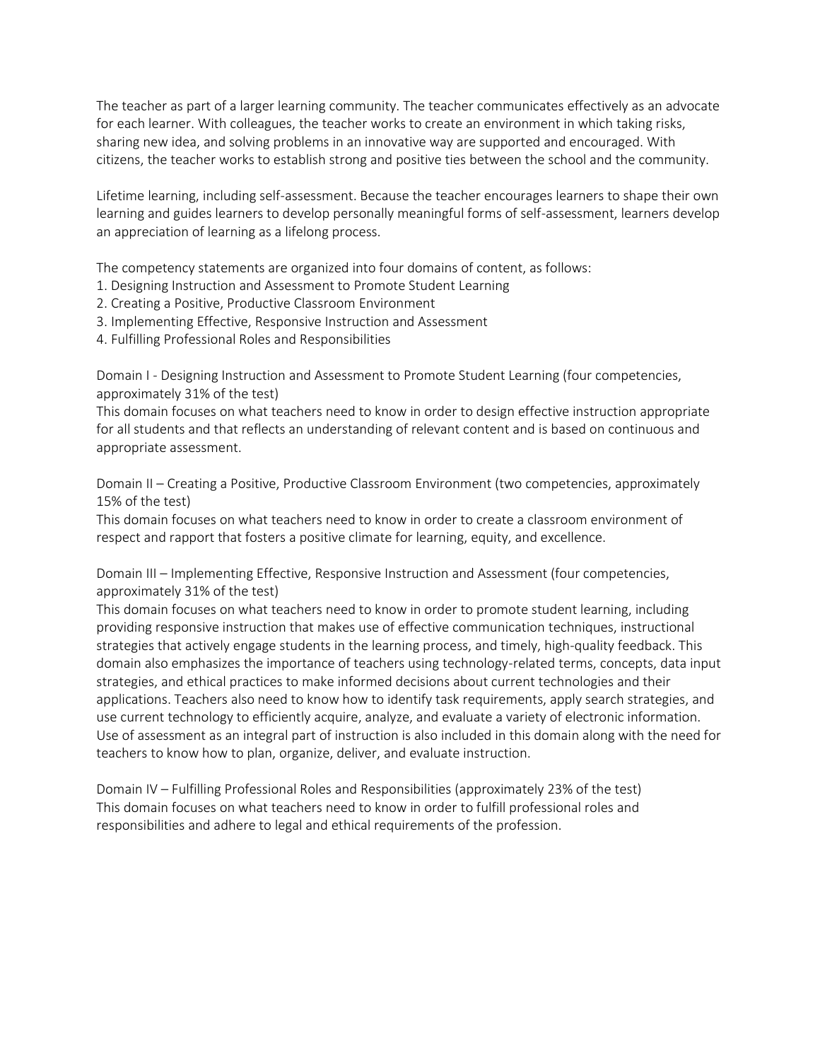The teacher as part of a larger learning community. The teacher communicates effectively as an advocate for each learner. With colleagues, the teacher works to create an environment in which taking risks, sharing new idea, and solving problems in an innovative way are supported and encouraged. With citizens, the teacher works to establish strong and positive ties between the school and the community.

Lifetime learning, including self-assessment. Because the teacher encourages learners to shape their own learning and guides learners to develop personally meaningful forms of self-assessment, learners develop an appreciation of learning as a lifelong process.

The competency statements are organized into four domains of content, as follows:

1. Designing Instruction and Assessment to Promote Student Learning
2. Creating a Positive, Productive Classroom Environment
3. Implementing Effective, Responsive Instruction and Assessment
4. Fulfilling Professional Roles and Responsibilities

Domain I - Designing Instruction and Assessment to Promote Student Learning (four competencies, approximately 31% of the test)
This domain focuses on what teachers need to know in order to design effective instruction appropriate for all students and that reflects an understanding of relevant content and is based on continuous and appropriate assessment.

Domain II – Creating a Positive, Productive Classroom Environment (two competencies, approximately 15% of the test)
This domain focuses on what teachers need to know in order to create a classroom environment of respect and rapport that fosters a positive climate for learning, equity, and excellence.

Domain III – Implementing Effective, Responsive Instruction and Assessment (four competencies, approximately 31% of the test)
This domain focuses on what teachers need to know in order to promote student learning, including providing responsive instruction that makes use of effective communication techniques, instructional strategies that actively engage students in the learning process, and timely, high-quality feedback. This domain also emphasizes the importance of teachers using technology-related terms, concepts, data input strategies, and ethical practices to make informed decisions about current technologies and their applications. Teachers also need to know how to identify task requirements, apply search strategies, and use current technology to efficiently acquire, analyze, and evaluate a variety of electronic information. Use of assessment as an integral part of instruction is also included in this domain along with the need for teachers to know how to plan, organize, deliver, and evaluate instruction.

Domain IV – Fulfilling Professional Roles and Responsibilities (approximately 23% of the test)
This domain focuses on what teachers need to know in order to fulfill professional roles and responsibilities and adhere to legal and ethical requirements of the profession.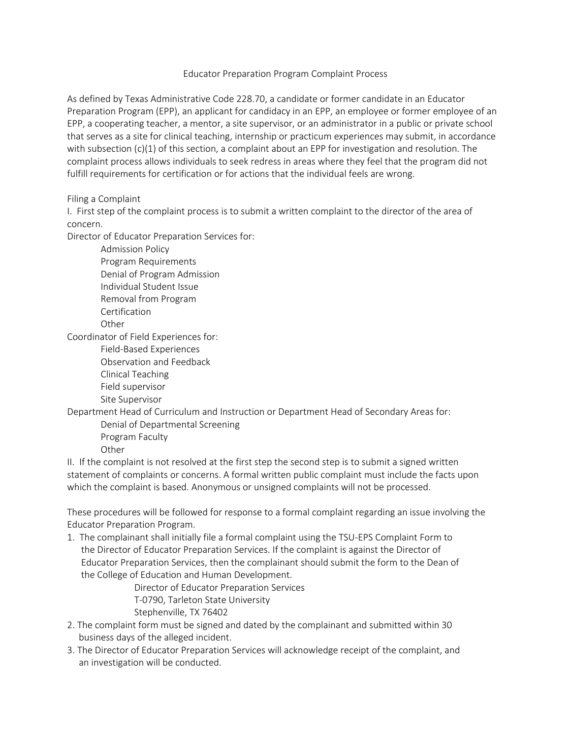# Educator Preparation Program Complaint Process

As defined by Texas Administrative Code 228.70, a candidate or former candidate in an Educator Preparation Program (EPP), an applicant for candidacy in an EPP, an employee or former employee of an EPP, a cooperating teacher, a mentor, a site supervisor, or an administrator in a public or private school that serves as a site for clinical teaching, internship or practicum experiences may submit, in accordance with subsection (c)(1) of this section, a complaint about an EPP for investigation and resolution. The complaint process allows individuals to seek redress in areas where they feel that the program did not fulfill requirements for certification or for actions that the individual feels are wrong.

## Filing a Complaint

I. First step of the complaint process is to submit a written complaint to the director of the area of concern.

Director of Educator Preparation Services for:

- Admission Policy
- Program Requirements
- Denial of Program Admission
- Individual Student Issue
- Removal from Program
- Certification
- Other

Coordinator of Field Experiences for:

- Field-Based Experiences
- Observation and Feedback
- Clinical Teaching
- Field supervisor
- Site Supervisor

Department Head of Curriculum and Instruction or Department Head of Secondary Areas for:

- Denial of Departmental Screening
- Program Faculty
- Other

II. If the complaint is not resolved at the first step the second step is to submit a signed written statement of complaints or concerns. A formal written public complaint must include the facts upon which the complaint is based. Anonymous or unsigned complaints will not be processed.

These procedures will be followed for response to a formal complaint regarding an issue involving the Educator Preparation Program.

1. The complainant shall initially file a formal complaint using the TSU-EPS Complaint Form to the Director of Educator Preparation Services. If the complaint is against the Director of Educator Preparation Services, then the complainant should submit the form to the Dean of the College of Education and Human Development.

   Director of Educator Preparation Services
   T-0790, Tarleton State University
   Stephenville, TX 76402

2. The complaint form must be signed and dated by the complainant and submitted within 30 business days of the alleged incident.
3. The Director of Educator Preparation Services will acknowledge receipt of the complaint, and an investigation will be conducted.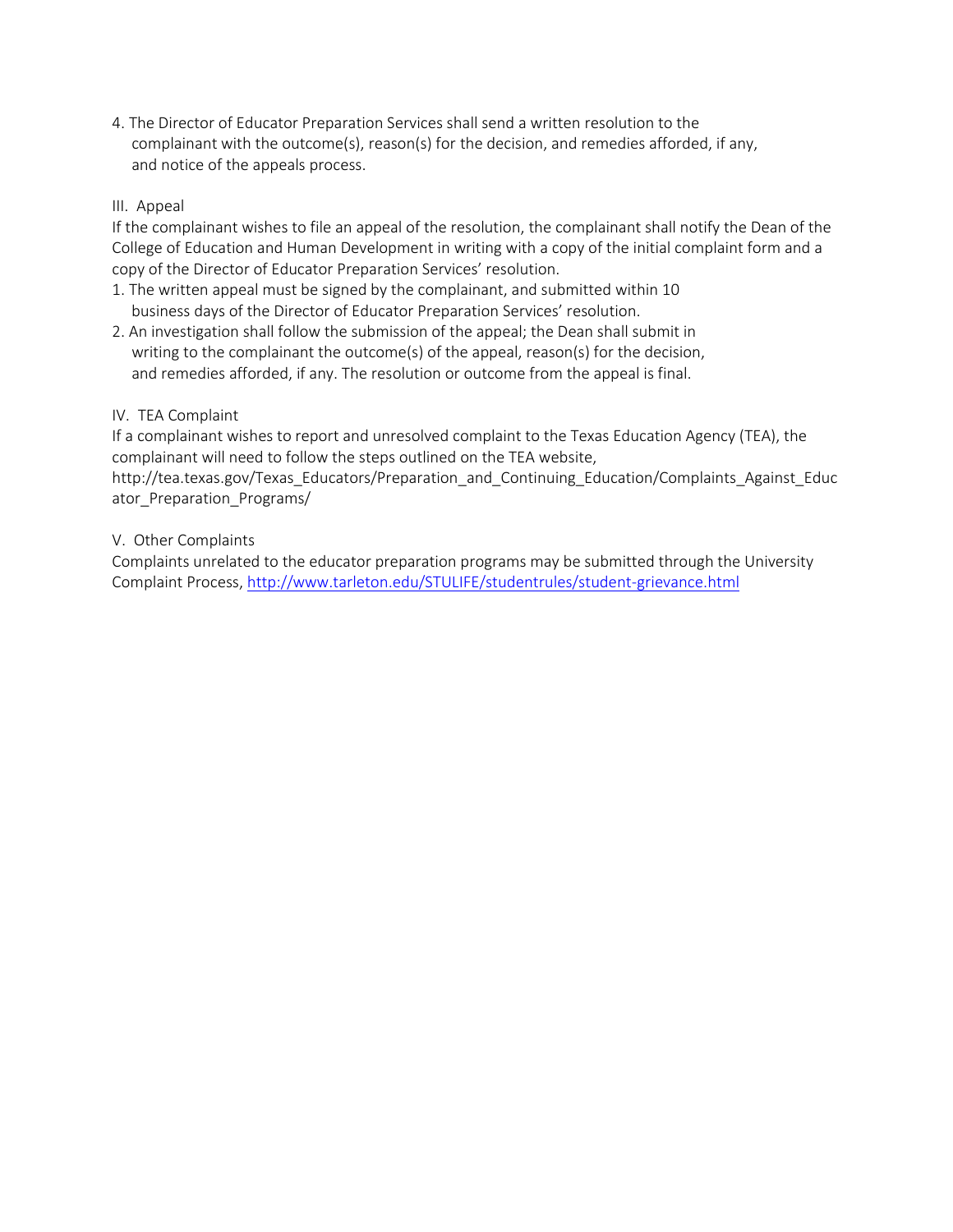4. The Director of Educator Preparation Services shall send a written resolution to the complainant with the outcome(s), reason(s) for the decision, and remedies afforded, if any, and notice of the appeals process.

III. Appeal

If the complainant wishes to file an appeal of the resolution, the complainant shall notify the Dean of the College of Education and Human Development in writing with a copy of the initial complaint form and a copy of the Director of Educator Preparation Services' resolution.

1. The written appeal must be signed by the complainant, and submitted within 10 business days of the Director of Educator Preparation Services' resolution.
2. An investigation shall follow the submission of the appeal; the Dean shall submit in writing to the complainant the outcome(s) of the appeal, reason(s) for the decision, and remedies afforded, if any. The resolution or outcome from the appeal is final.

IV. TEA Complaint

If a complainant wishes to report and unresolved complaint to the Texas Education Agency (TEA), the complainant will need to follow the steps outlined on the TEA website, http://tea.texas.gov/Texas_Educators/Preparation_and_Continuing_Education/Complaints_Against_Educator_Preparation_Programs/

V. Other Complaints

Complaints unrelated to the educator preparation programs may be submitted through the University Complaint Process, http://www.tarleton.edu/STULIFE/studentrules/student-grievance.html